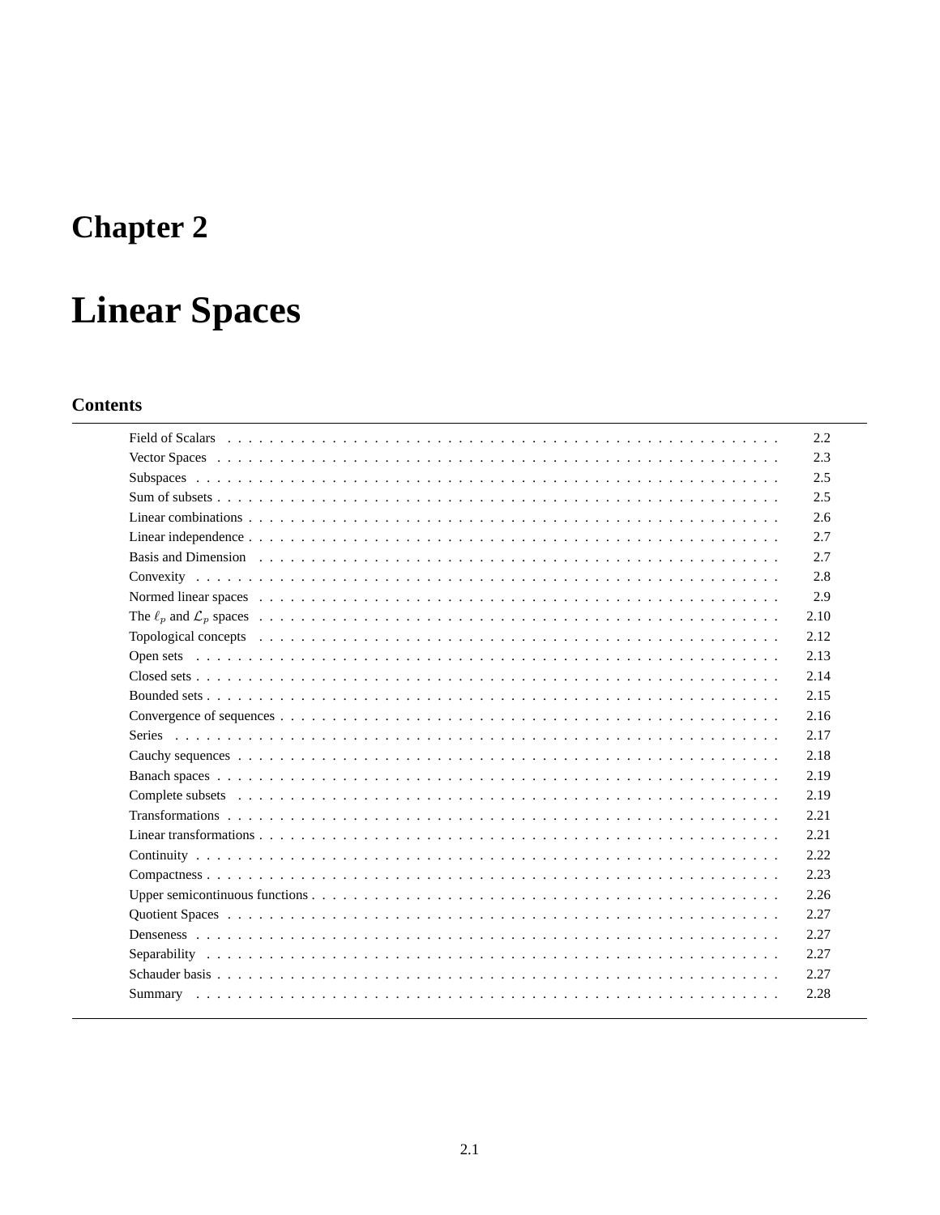# Chapter 2

# Linear Spaces

## Contents

| | |
|---|---|
| Field of Scalars | 2.2 |
| Vector Spaces | 2.3 |
| Subspaces | 2.5 |
| Sum of subsets | 2.5 |
| Linear combinations | 2.6 |
| Linear independence | 2.7 |
| Basis and Dimension | 2.7 |
| Convexity | 2.8 |
| Normed linear spaces | 2.9 |
| The $\ell_p$ and $\mathcal{L}_p$ spaces | 2.10 |
| Topological concepts | 2.12 |
| Open sets | 2.13 |
| Closed sets | 2.14 |
| Bounded sets | 2.15 |
| Convergence of sequences | 2.16 |
| Series | 2.17 |
| Cauchy sequences | 2.18 |
| Banach spaces | 2.19 |
| Complete subsets | 2.19 |
| Transformations | 2.21 |
| Linear transformations | 2.21 |
| Continuity | 2.22 |
| Compactness | 2.23 |
| Upper semicontinuous functions | 2.26 |
| Quotient Spaces | 2.27 |
| Denseness | 2.27 |
| Separability | 2.27 |
| Schauder basis | 2.27 |
| Summary | 2.28 |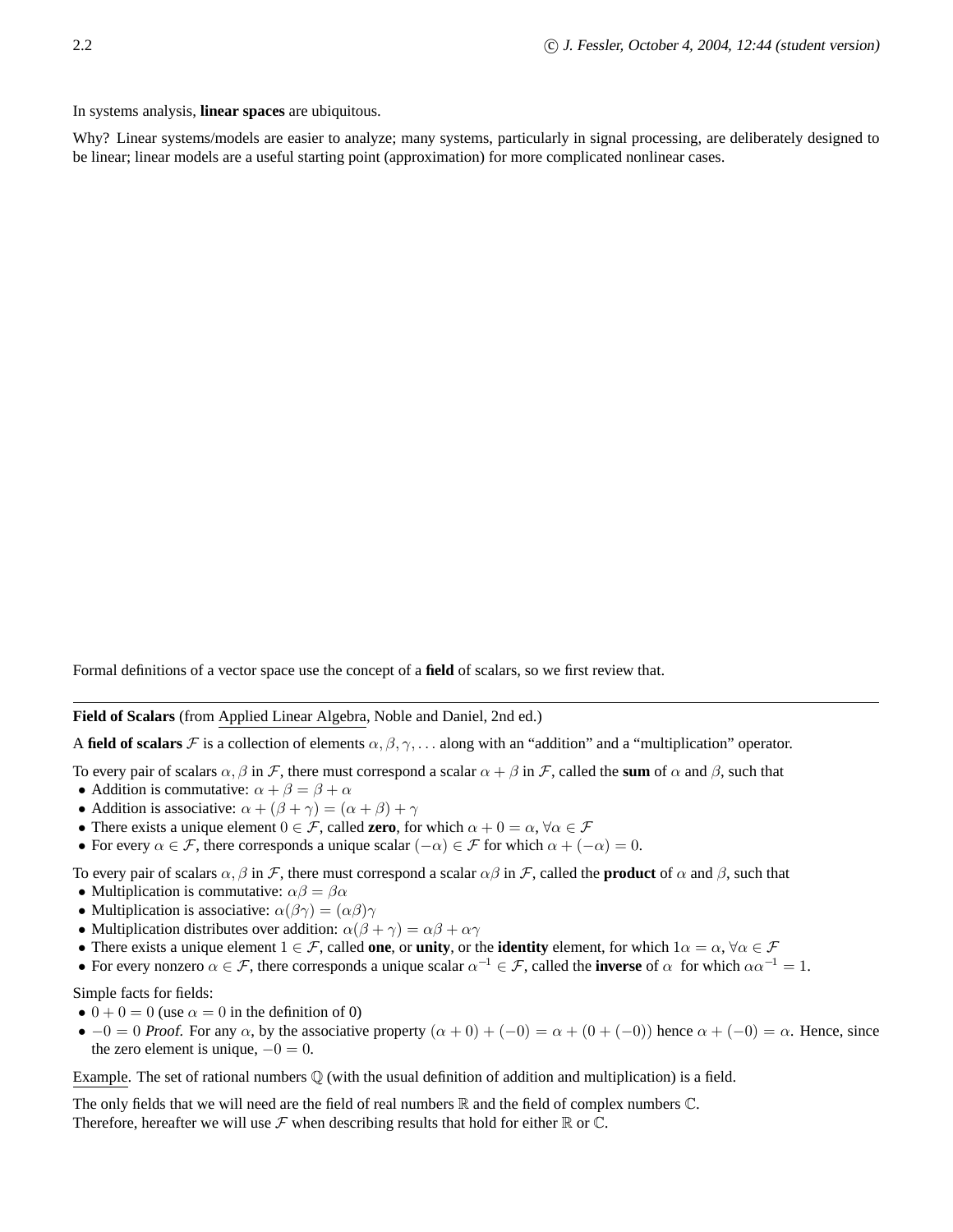In systems analysis, **linear spaces** are ubiquitous.

Why? Linear systems/models are easier to analyze; many systems, particularly in signal processing, are deliberately designed to be linear; linear models are a useful starting point (approximation) for more complicated nonlinear cases.

Formal definitions of a vector space use the concept of a **field** of scalars, so we first review that.

---

**Field of Scalars** (from Applied Linear Algebra, Noble and Daniel, 2nd ed.)

A **field of scalars** $\mathcal{F}$ is a collection of elements $\alpha, \beta, \gamma, \ldots$ along with an "addition" and a "multiplication" operator.

To every pair of scalars $\alpha, \beta$ in $\mathcal{F}$, there must correspond a scalar $\alpha + \beta$ in $\mathcal{F}$, called the **sum** of $\alpha$ and $\beta$, such that

- Addition is commutative: $\alpha + \beta = \beta + \alpha$
- Addition is associative: $\alpha + (\beta + \gamma) = (\alpha + \beta) + \gamma$
- There exists a unique element $0 \in \mathcal{F}$, called **zero**, for which $\alpha + 0 = \alpha$, $\forall \alpha \in \mathcal{F}$
- For every $\alpha \in \mathcal{F}$, there corresponds a unique scalar $(-\alpha) \in \mathcal{F}$ for which $\alpha + (-\alpha) = 0$.

To every pair of scalars $\alpha, \beta$ in $\mathcal{F}$, there must correspond a scalar $\alpha\beta$ in $\mathcal{F}$, called the **product** of $\alpha$ and $\beta$, such that

- Multiplication is commutative: $\alpha\beta = \beta\alpha$
- Multiplication is associative: $\alpha(\beta\gamma) = (\alpha\beta)\gamma$
- Multiplication distributes over addition: $\alpha(\beta + \gamma) = \alpha\beta + \alpha\gamma$
- There exists a unique element $1 \in \mathcal{F}$, called **one**, or **unity**, or the **identity** element, for which $1\alpha = \alpha$, $\forall \alpha \in \mathcal{F}$
- For every nonzero $\alpha \in \mathcal{F}$, there corresponds a unique scalar $\alpha^{-1} \in \mathcal{F}$, called the **inverse** of $\alpha$ for which $\alpha\alpha^{-1} = 1$.

Simple facts for fields:

- $0 + 0 = 0$ (use $\alpha = 0$ in the definition of 0)
- $-0 = 0$ *Proof.* For any $\alpha$, by the associative property $(\alpha + 0) + (-0) = \alpha + (0 + (-0))$ hence $\alpha + (-0) = \alpha$. Hence, since the zero element is unique, $-0 = 0$.

Example. The set of rational numbers $\mathbb{Q}$ (with the usual definition of addition and multiplication) is a field.

The only fields that we will need are the field of real numbers $\mathbb{R}$ and the field of complex numbers $\mathbb{C}$.
Therefore, hereafter we will use $\mathcal{F}$ when describing results that hold for either $\mathbb{R}$ or $\mathbb{C}$.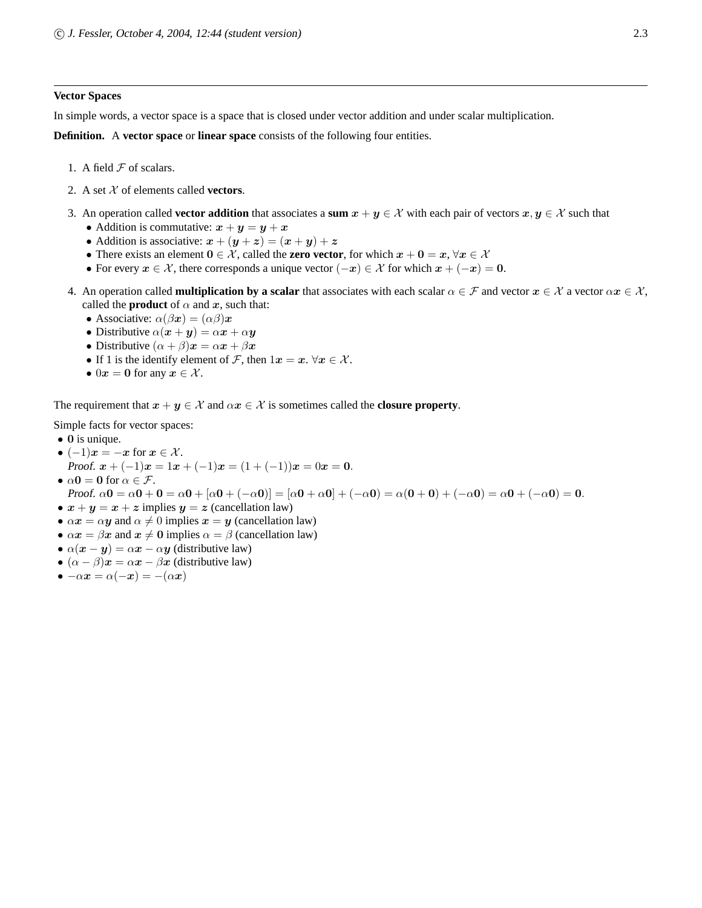**Vector Spaces**

In simple words, a vector space is a space that is closed under vector addition and under scalar multiplication.

**Definition.** A **vector space** or **linear space** consists of the following four entities.

1. A field $\mathcal{F}$ of scalars.
2. A set $\mathcal{X}$ of elements called **vectors**.
3. An operation called **vector addition** that associates a **sum** $\boldsymbol{x} + \boldsymbol{y} \in \mathcal{X}$ with each pair of vectors $\boldsymbol{x}, \boldsymbol{y} \in \mathcal{X}$ such that
   - Addition is commutative: $\boldsymbol{x} + \boldsymbol{y} = \boldsymbol{y} + \boldsymbol{x}$
   - Addition is associative: $\boldsymbol{x} + (\boldsymbol{y} + \boldsymbol{z}) = (\boldsymbol{x} + \boldsymbol{y}) + \boldsymbol{z}$
   - There exists an element $\mathbf{0} \in \mathcal{X}$, called the **zero vector**, for which $\boldsymbol{x} + \mathbf{0} = \boldsymbol{x}$, $\forall \boldsymbol{x} \in \mathcal{X}$
   - For every $\boldsymbol{x} \in \mathcal{X}$, there corresponds a unique vector $(-\boldsymbol{x}) \in \mathcal{X}$ for which $\boldsymbol{x} + (-\boldsymbol{x}) = \mathbf{0}$.
4. An operation called **multiplication by a scalar** that associates with each scalar $\alpha \in \mathcal{F}$ and vector $\boldsymbol{x} \in \mathcal{X}$ a vector $\alpha \boldsymbol{x} \in \mathcal{X}$, called the **product** of $\alpha$ and $\boldsymbol{x}$, such that:
   - Associative: $\alpha(\beta \boldsymbol{x}) = (\alpha\beta)\boldsymbol{x}$
   - Distributive $\alpha(\boldsymbol{x} + \boldsymbol{y}) = \alpha\boldsymbol{x} + \alpha\boldsymbol{y}$
   - Distributive $(\alpha + \beta)\boldsymbol{x} = \alpha\boldsymbol{x} + \beta\boldsymbol{x}$
   - If 1 is the identify element of $\mathcal{F}$, then $1\boldsymbol{x} = \boldsymbol{x}$. $\forall \boldsymbol{x} \in \mathcal{X}$.
   - $0\boldsymbol{x} = \mathbf{0}$ for any $\boldsymbol{x} \in \mathcal{X}$.

The requirement that $\boldsymbol{x} + \boldsymbol{y} \in \mathcal{X}$ and $\alpha\boldsymbol{x} \in \mathcal{X}$ is sometimes called the **closure property**.

Simple facts for vector spaces:

- $\mathbf{0}$ is unique.
- $(-1)\boldsymbol{x} = -\boldsymbol{x}$ for $\boldsymbol{x} \in \mathcal{X}$.
  *Proof.* $\boldsymbol{x} + (-1)\boldsymbol{x} = 1\boldsymbol{x} + (-1)\boldsymbol{x} = (1 + (-1))\boldsymbol{x} = 0\boldsymbol{x} = \mathbf{0}$.
- $\alpha\mathbf{0} = \mathbf{0}$ for $\alpha \in \mathcal{F}$.
  *Proof.* $\alpha\mathbf{0} = \alpha\mathbf{0} + \mathbf{0} = \alpha\mathbf{0} + [\alpha\mathbf{0} + (-\alpha\mathbf{0})] = [\alpha\mathbf{0} + \alpha\mathbf{0}] + (-\alpha\mathbf{0}) = \alpha(\mathbf{0} + \mathbf{0}) + (-\alpha\mathbf{0}) = \alpha\mathbf{0} + (-\alpha\mathbf{0}) = \mathbf{0}$.
- $\boldsymbol{x} + \boldsymbol{y} = \boldsymbol{x} + \boldsymbol{z}$ implies $\boldsymbol{y} = \boldsymbol{z}$ (cancellation law)
- $\alpha\boldsymbol{x} = \alpha\boldsymbol{y}$ and $\alpha \neq 0$ implies $\boldsymbol{x} = \boldsymbol{y}$ (cancellation law)
- $\alpha\boldsymbol{x} = \beta\boldsymbol{x}$ and $\boldsymbol{x} \neq \mathbf{0}$ implies $\alpha = \beta$ (cancellation law)
- $\alpha(\boldsymbol{x} - \boldsymbol{y}) = \alpha\boldsymbol{x} - \alpha\boldsymbol{y}$ (distributive law)
- $(\alpha - \beta)\boldsymbol{x} = \alpha\boldsymbol{x} - \beta\boldsymbol{x}$ (distributive law)
- $-\alpha\boldsymbol{x} = \alpha(-\boldsymbol{x}) = -(\alpha\boldsymbol{x})$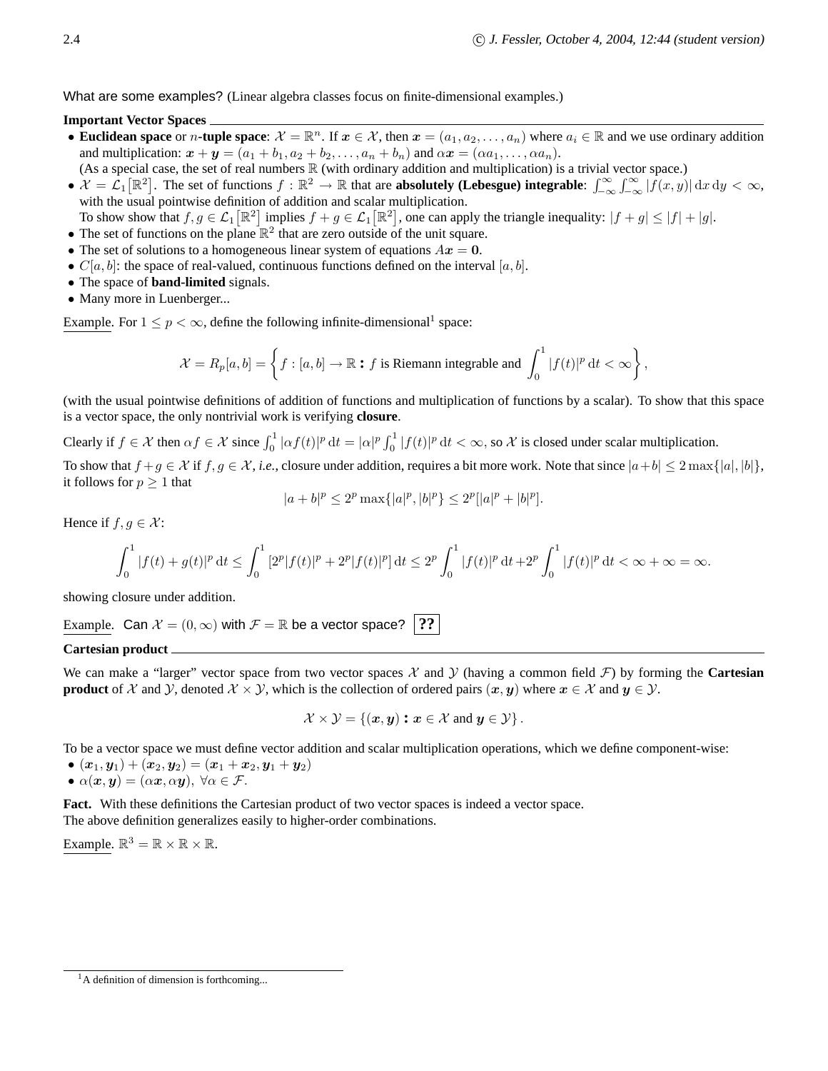What are some examples? (Linear algebra classes focus on finite-dimensional examples.)

**Important Vector Spaces**

- **Euclidean space** or $n$-**tuple space**: $\mathcal{X} = \mathbb{R}^n$. If $\boldsymbol{x} \in \mathcal{X}$, then $\boldsymbol{x} = (a_1, a_2, \ldots, a_n)$ where $a_i \in \mathbb{R}$ and we use ordinary addition and multiplication: $\boldsymbol{x} + \boldsymbol{y} = (a_1 + b_1, a_2 + b_2, \ldots, a_n + b_n)$ and $\alpha \boldsymbol{x} = (\alpha a_1, \ldots, \alpha a_n)$.
  (As a special case, the set of real numbers $\mathbb{R}$ (with ordinary addition and multiplication) is a trivial vector space.)
- $\mathcal{X} = \mathcal{L}_1[\mathbb{R}^2]$. The set of functions $f : \mathbb{R}^2 \to \mathbb{R}$ that are **absolutely (Lebesgue) integrable**: $\int_{-\infty}^{\infty} \int_{-\infty}^{\infty} |f(x,y)| \, dx \, dy < \infty$, with the usual pointwise definition of addition and scalar multiplication.
  To show show that $f, g \in \mathcal{L}_1[\mathbb{R}^2]$ implies $f + g \in \mathcal{L}_1[\mathbb{R}^2]$, one can apply the triangle inequality: $|f + g| \leq |f| + |g|$.
- The set of functions on the plane $\mathbb{R}^2$ that are zero outside of the unit square.
- The set of solutions to a homogeneous linear system of equations $A\boldsymbol{x} = \boldsymbol{0}$.
- $C[a, b]$: the space of real-valued, continuous functions defined on the interval $[a, b]$.
- The space of **band-limited** signals.
- Many more in Luenberger...

Example. For $1 \leq p < \infty$, define the following infinite-dimensional[1] space:

$$\mathcal{X} = R_p[a, b] = \left\{ f : [a, b] \to \mathbb{R} : f \text{ is Riemann integrable and } \int_0^1 |f(t)|^p \, dt < \infty \right\},$$

(with the usual pointwise definitions of addition of functions and multiplication of functions by a scalar). To show that this space is a vector space, the only nontrivial work is verifying **closure**.

Clearly if $f \in \mathcal{X}$ then $\alpha f \in \mathcal{X}$ since $\int_0^1 |\alpha f(t)|^p \, dt = |\alpha|^p \int_0^1 |f(t)|^p \, dt < \infty$, so $\mathcal{X}$ is closed under scalar multiplication.

To show that $f + g \in \mathcal{X}$ if $f, g \in \mathcal{X}$, *i.e.*, closure under addition, requires a bit more work. Note that since $|a + b| \leq 2 \max\{|a|, |b|\}$, it follows for $p \geq 1$ that

$$|a + b|^p \leq 2^p \max\{|a|^p, |b|^p\} \leq 2^p [|a|^p + |b|^p].$$

Hence if $f, g \in \mathcal{X}$:

$$\int_0^1 |f(t) + g(t)|^p \, dt \leq \int_0^1 [2^p |f(t)|^p + 2^p |f(t)|^p] \, dt \leq 2^p \int_0^1 |f(t)|^p \, dt + 2^p \int_0^1 |f(t)|^p \, dt < \infty + \infty = \infty.$$

showing closure under addition.

Example. Can $\mathcal{X} = (0, \infty)$ with $\mathcal{F} = \mathbb{R}$ be a vector space? **??**

**Cartesian product**

We can make a "larger" vector space from two vector spaces $\mathcal{X}$ and $\mathcal{Y}$ (having a common field $\mathcal{F}$) by forming the **Cartesian product** of $\mathcal{X}$ and $\mathcal{Y}$, denoted $\mathcal{X} \times \mathcal{Y}$, which is the collection of ordered pairs $(\boldsymbol{x}, \boldsymbol{y})$ where $\boldsymbol{x} \in \mathcal{X}$ and $\boldsymbol{y} \in \mathcal{Y}$.

$$\mathcal{X} \times \mathcal{Y} = \{(\boldsymbol{x}, \boldsymbol{y}) : \boldsymbol{x} \in \mathcal{X} \text{ and } \boldsymbol{y} \in \mathcal{Y}\}.$$

To be a vector space we must define vector addition and scalar multiplication operations, which we define component-wise:

- $(\boldsymbol{x}_1, \boldsymbol{y}_1) + (\boldsymbol{x}_2, \boldsymbol{y}_2) = (\boldsymbol{x}_1 + \boldsymbol{x}_2, \boldsymbol{y}_1 + \boldsymbol{y}_2)$
- $\alpha(\boldsymbol{x}, \boldsymbol{y}) = (\alpha \boldsymbol{x}, \alpha \boldsymbol{y}), \ \forall \alpha \in \mathcal{F}$.

**Fact.** With these definitions the Cartesian product of two vector spaces is indeed a vector space.
The above definition generalizes easily to higher-order combinations.

Example. $\mathbb{R}^3 = \mathbb{R} \times \mathbb{R} \times \mathbb{R}$.

[1] A definition of dimension is forthcoming...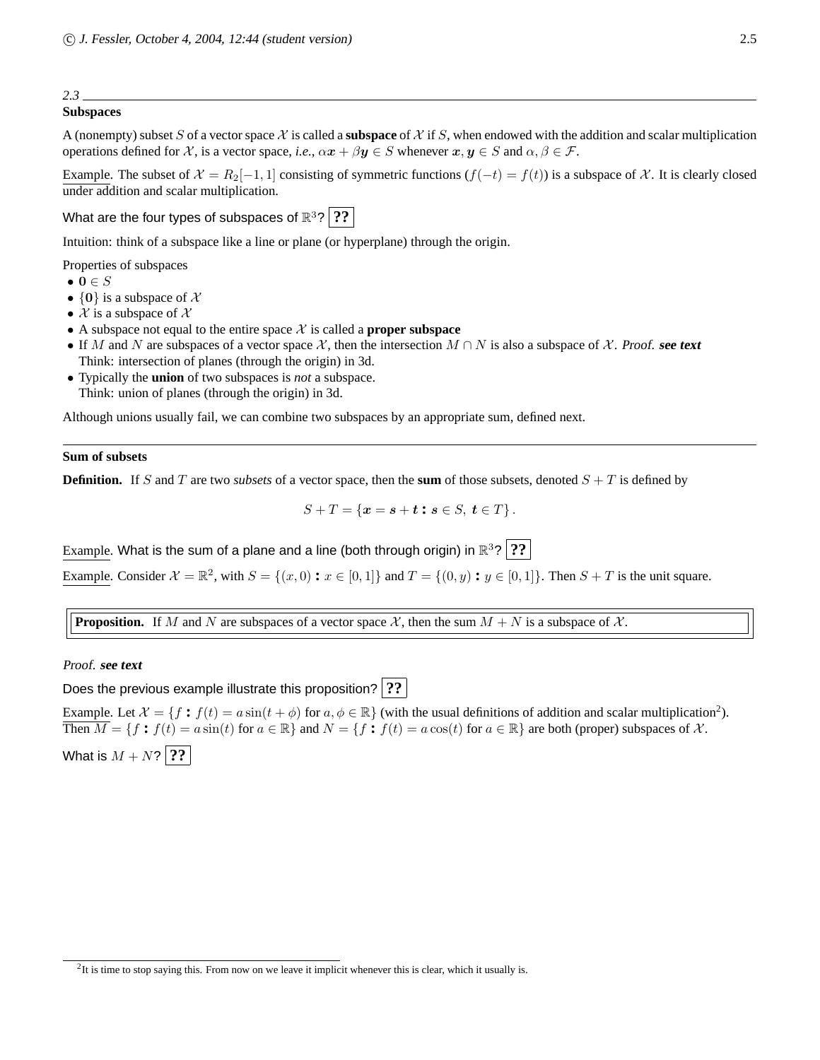*2.3*

## Subspaces

A (nonempty) subset $S$ of a vector space $\mathcal{X}$ is called a **subspace** of $\mathcal{X}$ if $S$, when endowed with the addition and scalar multiplication operations defined for $\mathcal{X}$, is a vector space, *i.e.*, $\alpha \boldsymbol{x} + \beta \boldsymbol{y} \in S$ whenever $\boldsymbol{x}, \boldsymbol{y} \in S$ and $\alpha, \beta \in \mathcal{F}$.

Example. The subset of $\mathcal{X} = R_2[-1, 1]$ consisting of symmetric functions ($f(-t) = f(t)$) is a subspace of $\mathcal{X}$. It is clearly closed under addition and scalar multiplication.

What are the four types of subspaces of $\mathbb{R}^3$? **??**

Intuition: think of a subspace like a line or plane (or hyperplane) through the origin.

Properties of subspaces

- $\mathbf{0} \in S$
- $\{\mathbf{0}\}$ is a subspace of $\mathcal{X}$
- $\mathcal{X}$ is a subspace of $\mathcal{X}$
- A subspace not equal to the entire space $\mathcal{X}$ is called a **proper subspace**
- If $M$ and $N$ are subspaces of a vector space $\mathcal{X}$, then the intersection $M \cap N$ is also a subspace of $\mathcal{X}$. *Proof.* ***see text***
  Think: intersection of planes (through the origin) in 3d.
- Typically the **union** of two subspaces is *not* a subspace.
  Think: union of planes (through the origin) in 3d.

Although unions usually fail, we can combine two subspaces by an appropriate sum, defined next.

---

## Sum of subsets

**Definition.** If $S$ and $T$ are two *subsets* of a vector space, then the **sum** of those subsets, denoted $S + T$ is defined by

$$S + T = \{\boldsymbol{x} = \boldsymbol{s} + \boldsymbol{t} : \boldsymbol{s} \in S, \ \boldsymbol{t} \in T\}.$$

Example. What is the sum of a plane and a line (both through origin) in $\mathbb{R}^3$? **??**

Example. Consider $\mathcal{X} = \mathbb{R}^2$, with $S = \{(x, 0) : x \in [0, 1]\}$ and $T = \{(0, y) : y \in [0, 1]\}$. Then $S + T$ is the unit square.

**Proposition.** If $M$ and $N$ are subspaces of a vector space $\mathcal{X}$, then the sum $M + N$ is a subspace of $\mathcal{X}$.

*Proof.* ***see text***

Does the previous example illustrate this proposition? **??**

Example. Let $\mathcal{X} = \{f : f(t) = a \sin(t + \phi) \text{ for } a, \phi \in \mathbb{R}\}$ (with the usual definitions of addition and scalar multiplication[2]). Then $M = \{f : f(t) = a \sin(t) \text{ for } a \in \mathbb{R}\}$ and $N = \{f : f(t) = a \cos(t) \text{ for } a \in \mathbb{R}\}$ are both (proper) subspaces of $\mathcal{X}$.

What is $M + N$? **??**

---

[2] It is time to stop saying this. From now on we leave it implicit whenever this is clear, which it usually is.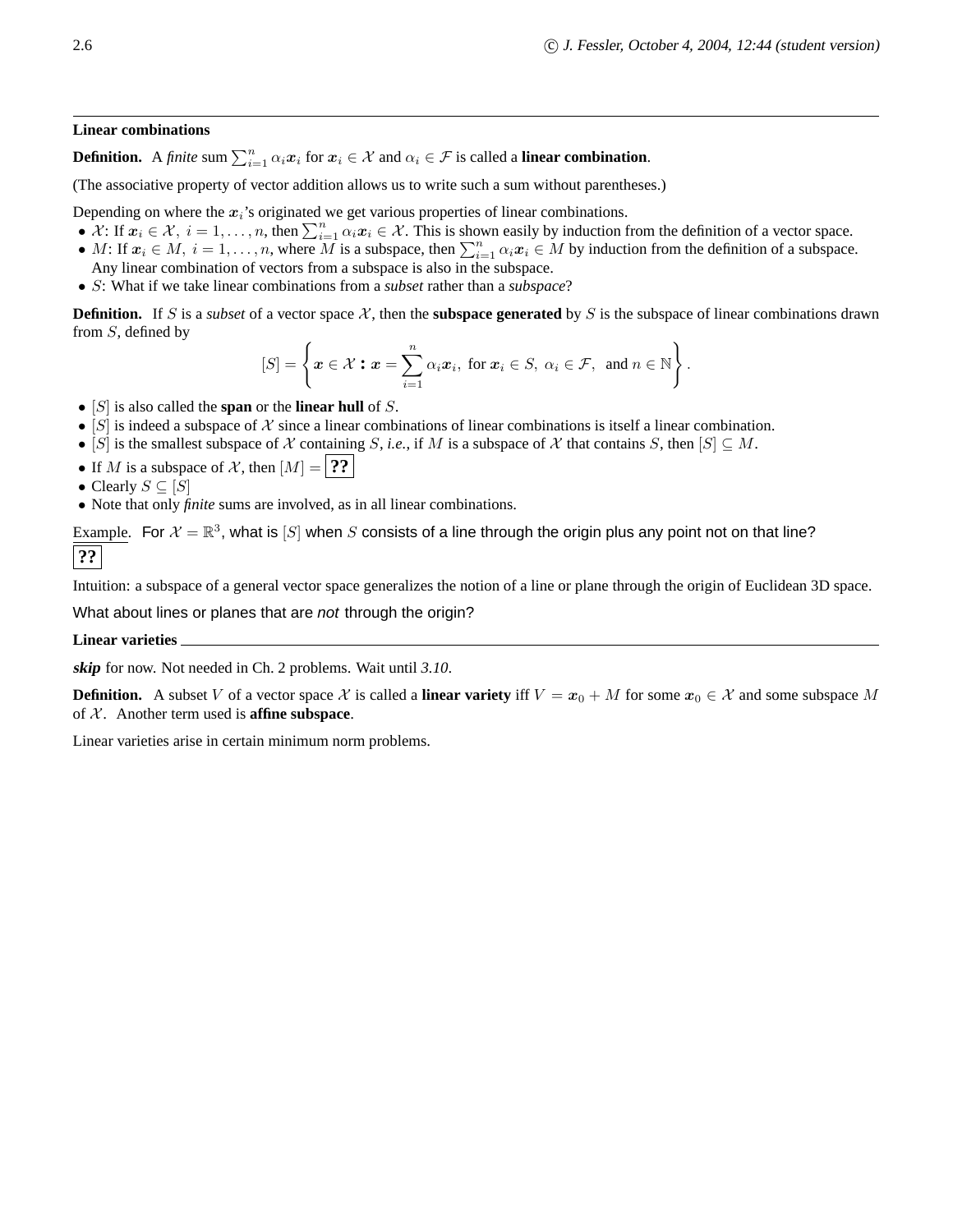### Linear combinations

**Definition.** A *finite* sum $\sum_{i=1}^{n} \alpha_i \boldsymbol{x}_i$ for $\boldsymbol{x}_i \in \mathcal{X}$ and $\alpha_i \in \mathcal{F}$ is called a **linear combination**.

(The associative property of vector addition allows us to write such a sum without parentheses.)

Depending on where the $\boldsymbol{x}_i$'s originated we get various properties of linear combinations.

- $\mathcal{X}$: If $\boldsymbol{x}_i \in \mathcal{X},\ i = 1, \ldots, n$, then $\sum_{i=1}^{n} \alpha_i \boldsymbol{x}_i \in \mathcal{X}$. This is shown easily by induction from the definition of a vector space.
- $M$: If $\boldsymbol{x}_i \in M,\ i = 1, \ldots, n$, where $M$ is a subspace, then $\sum_{i=1}^{n} \alpha_i \boldsymbol{x}_i \in M$ by induction from the definition of a subspace. Any linear combination of vectors from a subspace is also in the subspace.
- $S$: What if we take linear combinations from a *subset* rather than a *subspace*?

**Definition.** If $S$ is a *subset* of a vector space $\mathcal{X}$, then the **subspace generated** by $S$ is the subspace of linear combinations drawn from $S$, defined by

$$[S] = \left\{ \boldsymbol{x} \in \mathcal{X} : \boldsymbol{x} = \sum_{i=1}^{n} \alpha_i \boldsymbol{x}_i,\ \text{for } \boldsymbol{x}_i \in S,\ \alpha_i \in \mathcal{F},\ \text{ and } n \in \mathbb{N} \right\}.$$

- $[S]$ is also called the **span** or the **linear hull** of $S$.
- $[S]$ is indeed a subspace of $\mathcal{X}$ since a linear combinations of linear combinations is itself a linear combination.
- $[S]$ is the smallest subspace of $\mathcal{X}$ containing $S$, *i.e.*, if $M$ is a subspace of $\mathcal{X}$ that contains $S$, then $[S] \subseteq M$.
- If $M$ is a subspace of $\mathcal{X}$, then $[M] =$ **??**
- Clearly $S \subseteq [S]$
- Note that only *finite* sums are involved, as in all linear combinations.

Example. For $\mathcal{X} = \mathbb{R}^3$, what is $[S]$ when $S$ consists of a line through the origin plus any point not on that line?
**??**

Intuition: a subspace of a general vector space generalizes the notion of a line or plane through the origin of Euclidean 3D space.

What about lines or planes that are *not* through the origin?

### Linear varieties

***skip*** for now. Not needed in Ch. 2 problems. Wait until *3.10*.

**Definition.** A subset $V$ of a vector space $\mathcal{X}$ is called a **linear variety** iff $V = \boldsymbol{x}_0 + M$ for some $\boldsymbol{x}_0 \in \mathcal{X}$ and some subspace $M$ of $\mathcal{X}$. Another term used is **affine subspace**.

Linear varieties arise in certain minimum norm problems.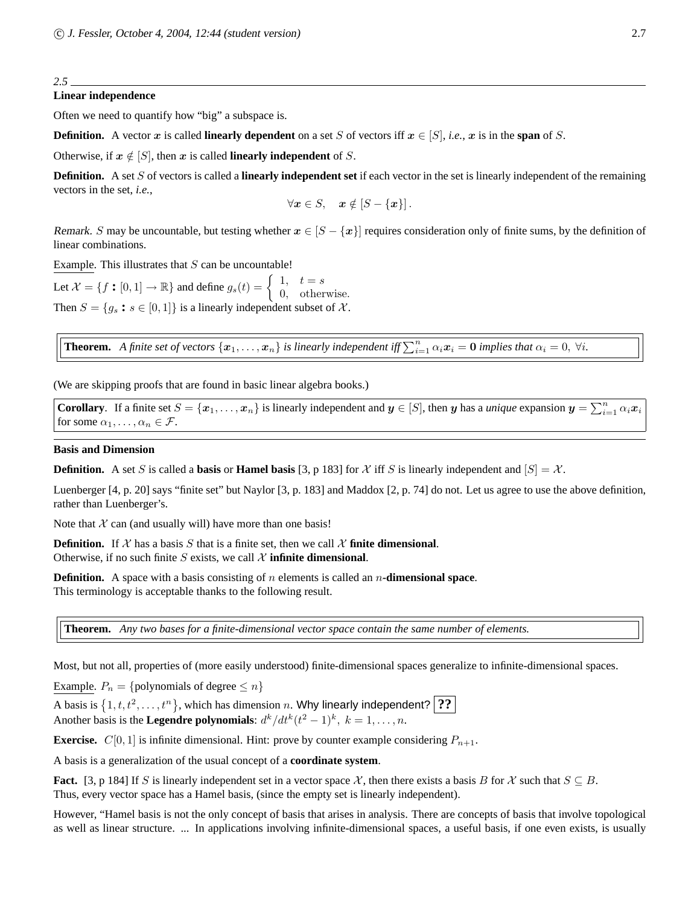*2.5*

## Linear independence

Often we need to quantify how "big" a subspace is.

**Definition.** A vector $\boldsymbol{x}$ is called **linearly dependent** on a set $S$ of vectors iff $\boldsymbol{x} \in [S]$, *i.e.*, $\boldsymbol{x}$ is in the **span** of $S$.

Otherwise, if $\boldsymbol{x} \notin [S]$, then $\boldsymbol{x}$ is called **linearly independent** of $S$.

**Definition.** A set $S$ of vectors is called a **linearly independent set** if each vector in the set is linearly independent of the remaining vectors in the set, *i.e.*,

$$\forall \boldsymbol{x} \in S, \quad \boldsymbol{x} \notin [S - \{\boldsymbol{x}\}].$$

*Remark.* $S$ may be uncountable, but testing whether $\boldsymbol{x} \in [S - \{\boldsymbol{x}\}]$ requires consideration only of finite sums, by the definition of linear combinations.

Example. This illustrates that $S$ can be uncountable!

Let $\mathcal{X} = \{f : [0,1] \to \mathbb{R}\}$ and define $g_s(t) = \begin{cases} 1, & t = s \\ 0, & \text{otherwise.} \end{cases}$

Then $S = \{g_s : s \in [0,1]\}$ is a linearly independent subset of $\mathcal{X}$.

**Theorem.** *A finite set of vectors $\{\boldsymbol{x}_1, \ldots, \boldsymbol{x}_n\}$ is linearly independent iff $\sum_{i=1}^n \alpha_i \boldsymbol{x}_i = \mathbf{0}$ implies that $\alpha_i = 0, \ \forall i$.*

(We are skipping proofs that are found in basic linear algebra books.)

**Corollary.** If a finite set $S = \{\boldsymbol{x}_1, \ldots, \boldsymbol{x}_n\}$ is linearly independent and $\boldsymbol{y} \in [S]$, then $\boldsymbol{y}$ has a *unique* expansion $\boldsymbol{y} = \sum_{i=1}^n \alpha_i \boldsymbol{x}_i$ for some $\alpha_1, \ldots, \alpha_n \in \mathcal{F}$.

## Basis and Dimension

**Definition.** A set $S$ is called a **basis** or **Hamel basis** [3, p 183] for $\mathcal{X}$ iff $S$ is linearly independent and $[S] = \mathcal{X}$.

Luenberger [4, p. 20] says "finite set" but Naylor [3, p. 183] and Maddox [2, p. 74] do not. Let us agree to use the above definition, rather than Luenberger's.

Note that $\mathcal{X}$ can (and usually will) have more than one basis!

**Definition.** If $\mathcal{X}$ has a basis $S$ that is a finite set, then we call $\mathcal{X}$ **finite dimensional**.
Otherwise, if no such finite $S$ exists, we call $\mathcal{X}$ **infinite dimensional**.

**Definition.** A space with a basis consisting of $n$ elements is called an $n$**-dimensional space**.
This terminology is acceptable thanks to the following result.

**Theorem.** *Any two bases for a finite-dimensional vector space contain the same number of elements.*

Most, but not all, properties of (more easily understood) finite-dimensional spaces generalize to infinite-dimensional spaces.

Example. $P_n = \{$polynomials of degree $\leq n\}$

A basis is $\{1, t, t^2, \ldots, t^n\}$, which has dimension $n$. Why linearly independent? **??**

Another basis is the **Legendre polynomials**: $d^k/dt^k(t^2-1)^k, \ k = 1, \ldots, n$.

**Exercise.** $C[0,1]$ is infinite dimensional. Hint: prove by counter example considering $P_{n+1}$.

A basis is a generalization of the usual concept of a **coordinate system**.

**Fact.** [3, p 184] If $S$ is linearly independent set in a vector space $\mathcal{X}$, then there exists a basis $B$ for $\mathcal{X}$ such that $S \subseteq B$.
Thus, every vector space has a Hamel basis, (since the empty set is linearly independent).

However, "Hamel basis is not the only concept of basis that arises in analysis. There are concepts of basis that involve topological as well as linear structure. ... In applications involving infinite-dimensional spaces, a useful basis, if one even exists, is usually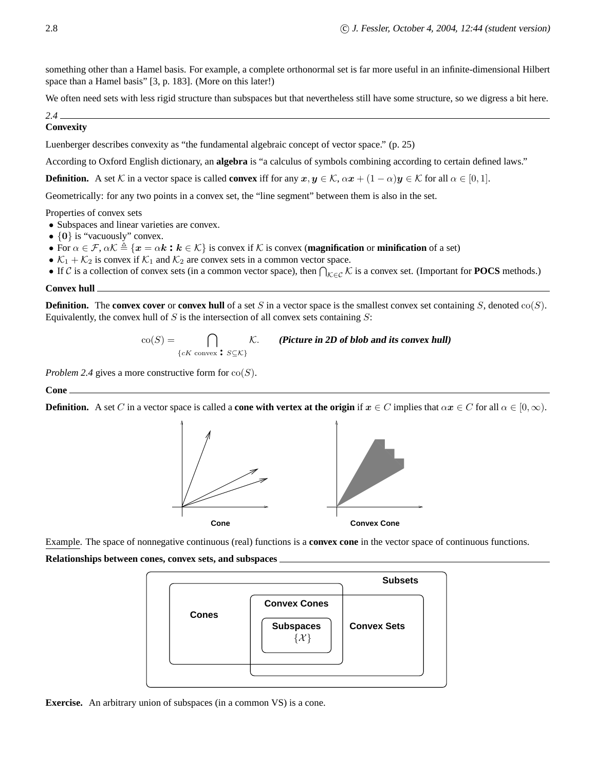something other than a Hamel basis. For example, a complete orthonormal set is far more useful in an infinite-dimensional Hilbert space than a Hamel basis" [3, p. 183]. (More on this later!)

We often need sets with less rigid structure than subspaces but that nevertheless still have some structure, so we digress a bit here.

*2.4*

## Convexity

Luenberger describes convexity as "the fundamental algebraic concept of vector space." (p. 25)

According to Oxford English dictionary, an **algebra** is "a calculus of symbols combining according to certain defined laws."

**Definition.** A set $\mathcal{K}$ in a vector space is called **convex** iff for any $\boldsymbol{x}, \boldsymbol{y} \in \mathcal{K}$, $\alpha\boldsymbol{x} + (1-\alpha)\boldsymbol{y} \in \mathcal{K}$ for all $\alpha \in [0, 1]$.

Geometrically: for any two points in a convex set, the "line segment" between them is also in the set.

Properties of convex sets

- Subspaces and linear varieties are convex.
- $\{\mathbf{0}\}$ is "vacuously" convex.
- For $\alpha \in \mathcal{F}$, $\alpha\mathcal{K} \triangleq \{\boldsymbol{x} = \alpha\boldsymbol{k} : \boldsymbol{k} \in \mathcal{K}\}$ is convex if $\mathcal{K}$ is convex (**magnification** or **minification** of a set)
- $\mathcal{K}_1 + \mathcal{K}_2$ is convex if $\mathcal{K}_1$ and $\mathcal{K}_2$ are convex sets in a common vector space.
- If $\mathcal{C}$ is a collection of convex sets (in a common vector space), then $\bigcap_{\mathcal{K}\in\mathcal{C}} \mathcal{K}$ is a convex set. (Important for **POCS** methods.)

### Convex hull

**Definition.** The **convex cover** or **convex hull** of a set $S$ in a vector space is the smallest convex set containing $S$, denoted $\mathrm{co}(S)$. Equivalently, the convex hull of $S$ is the intersection of all convex sets containing $S$:

$$\mathrm{co}(S) = \bigcap_{\{cK \text{ convex} : \, S \subseteq \mathcal{K}\}} \mathcal{K}.$$

***(Picture in 2D of blob and its convex hull)***

*Problem 2.4* gives a more constructive form for $\mathrm{co}(S)$.

### Cone

**Definition.** A set $C$ in a vector space is called a **cone with vertex at the origin** if $\boldsymbol{x} \in C$ implies that $\alpha\boldsymbol{x} \in C$ for all $\alpha \in [0, \infty)$.

**Cone** **Convex Cone**

Example. The space of nonnegative continuous (real) functions is a **convex cone** in the vector space of continuous functions.

### Relationships between cones, convex sets, and subspaces

**Subsets** ⊃ **Cones**, **Convex Sets**; **Convex Cones** = Cones ∩ Convex Sets; **Subspaces** $\{\mathcal{X}\}$ ⊂ Convex Cones

**Exercise.** An arbitrary union of subspaces (in a common VS) is a cone.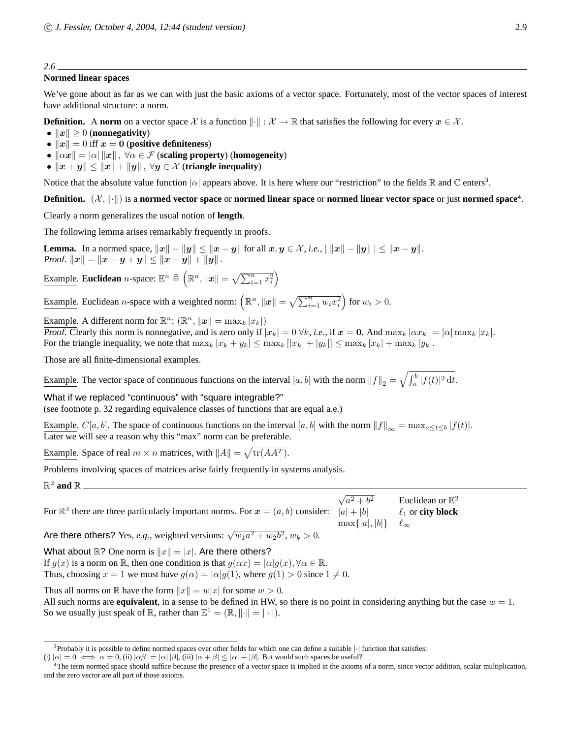## 2.6 Normed linear spaces

We've gone about as far as we can with just the basic axioms of a vector space. Fortunately, most of the vector spaces of interest have additional structure: a norm.

**Definition.** A **norm** on a vector space $\mathcal{X}$ is a function $\|\cdot\| : \mathcal{X} \to \mathbb{R}$ that satisfies the following for every $\boldsymbol{x} \in \mathcal{X}$.

- $\|\boldsymbol{x}\| \geq 0$ (**nonnegativity**)
- $\|\boldsymbol{x}\| = 0$ iff $\boldsymbol{x} = \mathbf{0}$ (**positive definiteness**)
- $\|\alpha \boldsymbol{x}\| = |\alpha| \, \|\boldsymbol{x}\|, \; \forall \alpha \in \mathcal{F}$ (**scaling property**) (**homogeneity**)
- $\|\boldsymbol{x} + \boldsymbol{y}\| \leq \|\boldsymbol{x}\| + \|\boldsymbol{y}\|, \; \forall \boldsymbol{y} \in \mathcal{X}$ (**triangle inequality**)

Notice that the absolute value function $|\alpha|$ appears above. It is here where our "restriction" to the fields $\mathbb{R}$ and $\mathbb{C}$ enters[3].

**Definition.** $(\mathcal{X}, \|\cdot\|)$ is a **normed vector space** or **normed linear space** or **normed linear vector space** or just **normed space**[4].

Clearly a norm generalizes the usual notion of **length**.

The following lemma arises remarkably frequently in proofs.

**Lemma.** In a normed space, $\|\boldsymbol{x}\| - \|\boldsymbol{y}\| \leq \|\boldsymbol{x} - \boldsymbol{y}\|$ for all $\boldsymbol{x}, \boldsymbol{y} \in \mathcal{X}$, *i.e.*, $|\, \|\boldsymbol{x}\| - \|\boldsymbol{y}\| \,| \leq \|\boldsymbol{x} - \boldsymbol{y}\|$.
*Proof.* $\|\boldsymbol{x}\| = \|\boldsymbol{x} - \boldsymbol{y} + \boldsymbol{y}\| \leq \|\boldsymbol{x} - \boldsymbol{y}\| + \|\boldsymbol{y}\|$.

Example. **Euclidean** $n$-space: $\mathbb{E}^n \triangleq \left(\mathbb{R}^n, \|\boldsymbol{x}\| = \sqrt{\sum_{i=1}^n x_i^2}\right)$

Example. Euclidean $n$-space with a weighted norm: $\left(\mathbb{R}^n, \|\boldsymbol{x}\| = \sqrt{\sum_{i=1}^n w_i x_i^2}\right)$ for $w_i > 0$.

Example. A different norm for $\mathbb{R}^n$: $(\mathbb{R}^n, \|\boldsymbol{x}\| = \max_k |x_k|)$
*Proof.* Clearly this norm is nonnegative, and is zero only if $|x_k| = 0 \; \forall k$, *i.e.*, if $\boldsymbol{x} = \mathbf{0}$. And $\max_k |\alpha x_k| = |\alpha| \max_k |x_k|$.
For the triangle inequality, we note that $\max_k |x_k + y_k| \leq \max_k [|x_k| + |y_k|] \leq \max_k |x_k| + \max_k |y_k|$.

Those are all finite-dimensional examples.

Example. The vector space of continuous functions on the interval $[a, b]$ with the norm $\|f\|_2 = \sqrt{\int_a^b |f(t)|^2 \, \mathrm{d}t}$.

What if we replaced "continuous" with "square integrable?"
(see footnote p. 32 regarding equivalence classes of functions that are equal a.e.)

Example. $C[a, b]$. The space of continuous functions on the interval $[a, b]$ with the norm $\|f\|_\infty = \max_{a \leq t \leq b} |f(t)|$.
Later we will see a reason why this "max" norm can be preferable.

Example. Space of real $m \times n$ matrices, with $\|A\| = \sqrt{\operatorname{tr}(AA^T)}$.

Problems involving spaces of matrices arise fairly frequently in systems analysis.

### $\mathbb{R}^2$ and $\mathbb{R}$

For $\mathbb{R}^2$ there are three particularly important norms. For $\boldsymbol{x} = (a, b)$ consider:

| | |
|---|---|
| $\sqrt{a^2 + b^2}$ | Euclidean or $\mathbb{E}^2$ |
| $\lvert a\rvert + \lvert b\rvert$ | $\ell_1$ or **city block** |
| $\max\{\lvert a\rvert, \lvert b\rvert\}$ | $\ell_\infty$ |

Are there others? Yes, *e.g.*, weighted versions: $\sqrt{w_1 a^2 + w_2 b^2}$, $w_k > 0$.

What about $\mathbb{R}$? One norm is $\|x\| = |x|$. Are there others?
If $g(x)$ is a norm on $\mathbb{R}$, then one condition is that $g(\alpha x) = |\alpha| g(x), \forall \alpha \in \mathbb{R}$.
Thus, choosing $x = 1$ we must have $g(\alpha) = |\alpha| g(1)$, where $g(1) > 0$ since $1 \neq 0$.

Thus all norms on $\mathbb{R}$ have the form $\|x\| = w|x|$ for some $w > 0$.
All such norms are **equivalent**, in a sense to be defined in HW, so there is no point in considering anything but the case $w = 1$.
So we usually just speak of $\mathbb{R}$, rather than $\mathbb{E}^1 = (\mathbb{R}, \|\cdot\| = |\cdot|)$.

---

[3] Probably it is possible to define normed spaces over other fields for which one can define a suitable $|\cdot|$ function that satisfies:
(i) $|\alpha| = 0 \iff \alpha = 0$, (ii) $|\alpha\beta| = |\alpha| \, |\beta|$, (iii) $|\alpha + \beta| \leq |\alpha| + |\beta|$. But would such spaces be useful?

[4] The term normed space should suffice because the presence of a vector space is implied in the axioms of a norm, since vector addition, scalar multiplication, and the zero vector are all part of those axioms.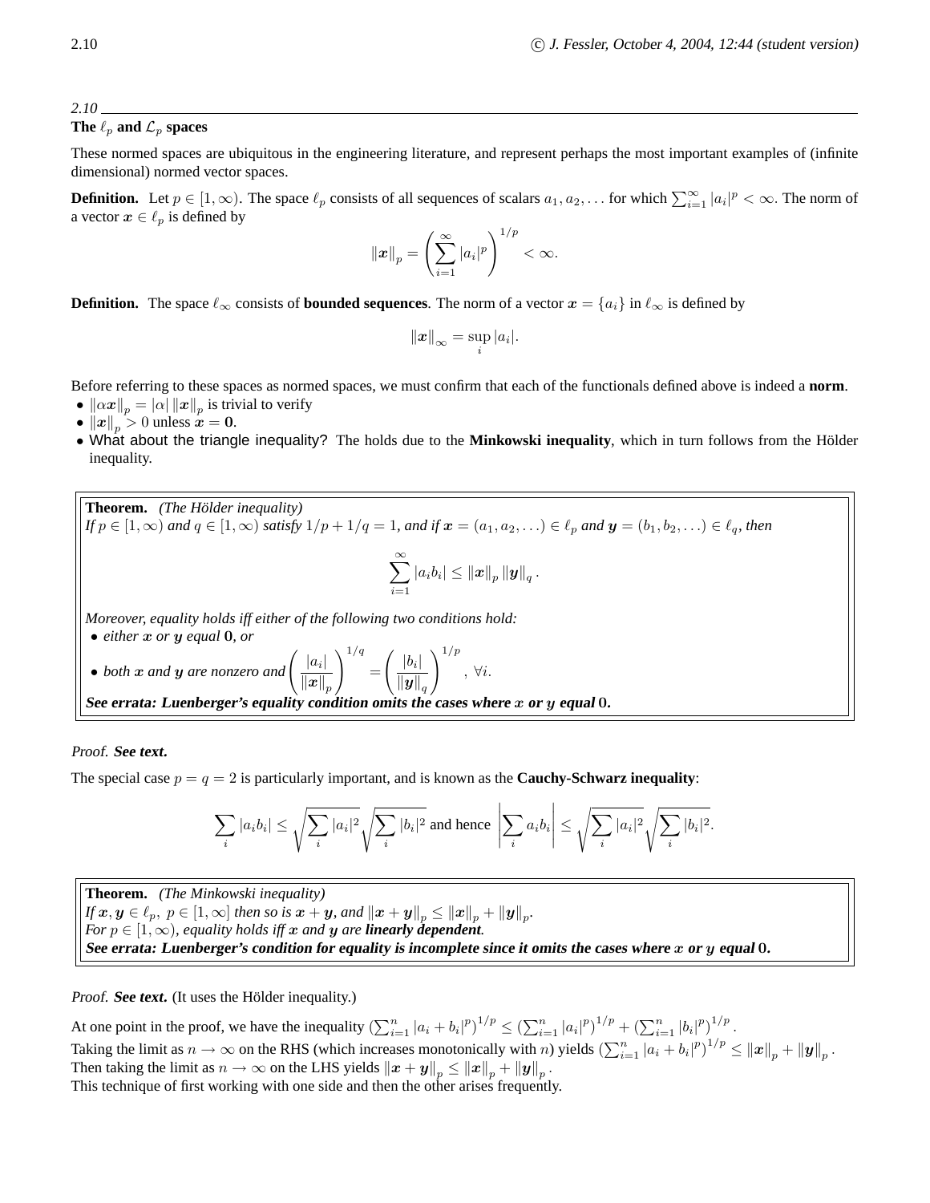2.10

## The $\ell_p$ and $\mathcal{L}_p$ spaces

These normed spaces are ubiquitous in the engineering literature, and represent perhaps the most important examples of (infinite dimensional) normed vector spaces.

**Definition.** Let $p \in [1, \infty)$. The space $\ell_p$ consists of all sequences of scalars $a_1, a_2, \ldots$ for which $\sum_{i=1}^{\infty} |a_i|^p < \infty$. The norm of a vector $\boldsymbol{x} \in \ell_p$ is defined by

$$\|\boldsymbol{x}\|_p = \left( \sum_{i=1}^{\infty} |a_i|^p \right)^{1/p} < \infty.$$

**Definition.** The space $\ell_\infty$ consists of **bounded sequences**. The norm of a vector $\boldsymbol{x} = \{a_i\}$ in $\ell_\infty$ is defined by

$$\|\boldsymbol{x}\|_\infty = \sup_i |a_i|.$$

Before referring to these spaces as normed spaces, we must confirm that each of the functionals defined above is indeed a **norm**.

- $\|\alpha \boldsymbol{x}\|_p = |\alpha| \, \|\boldsymbol{x}\|_p$ is trivial to verify
- $\|\boldsymbol{x}\|_p > 0$ unless $\boldsymbol{x} = \boldsymbol{0}$.
- What about the triangle inequality? The holds due to the **Minkowski inequality**, which in turn follows from the Hölder inequality.

> **Theorem.** *(The Hölder inequality)*
> *If $p \in [1, \infty)$ and $q \in [1, \infty)$ satisfy $1/p + 1/q = 1$, and if $\boldsymbol{x} = (a_1, a_2, \ldots) \in \ell_p$ and $\boldsymbol{y} = (b_1, b_2, \ldots) \in \ell_q$, then*
>
> $$\sum_{i=1}^{\infty} |a_i b_i| \leq \|\boldsymbol{x}\|_p \, \|\boldsymbol{y}\|_q \, .$$
>
> *Moreover, equality holds iff either of the following two conditions hold:*
> - *either $\boldsymbol{x}$ or $\boldsymbol{y}$ equal $\boldsymbol{0}$, or*
> - *both $\boldsymbol{x}$ and $\boldsymbol{y}$ are nonzero and $\left( \frac{|a_i|}{\|\boldsymbol{x}\|_p} \right)^{1/q} = \left( \frac{|b_i|}{\|\boldsymbol{y}\|_q} \right)^{1/p}, \ \forall i.$*
>
> ***See errata: Luenberger's equality condition omits the cases where $x$ or $y$ equal $0$.***

*Proof.* ***See text.***

The special case $p = q = 2$ is particularly important, and is known as the **Cauchy-Schwarz inequality**:

$$\sum_i |a_i b_i| \leq \sqrt{\sum_i |a_i|^2} \sqrt{\sum_i |b_i|^2} \text{ and hence } \left| \sum_i a_i b_i \right| \leq \sqrt{\sum_i |a_i|^2} \sqrt{\sum_i |b_i|^2}.$$

> **Theorem.** *(The Minkowski inequality)*
> *If $\boldsymbol{x}, \boldsymbol{y} \in \ell_p, \ p \in [1, \infty]$ then so is $\boldsymbol{x} + \boldsymbol{y}$, and $\|\boldsymbol{x} + \boldsymbol{y}\|_p \leq \|\boldsymbol{x}\|_p + \|\boldsymbol{y}\|_p$.*
> *For $p \in [1, \infty)$, equality holds iff $\boldsymbol{x}$ and $\boldsymbol{y}$ are **linearly dependent**.*
> ***See errata: Luenberger's condition for equality is incomplete since it omits the cases where $x$ or $y$ equal $0$.***

*Proof.* ***See text.*** (It uses the Hölder inequality.)

At one point in the proof, we have the inequality $\left(\sum_{i=1}^{n} |a_i + b_i|^p\right)^{1/p} \leq \left(\sum_{i=1}^{n} |a_i|^p\right)^{1/p} + \left(\sum_{i=1}^{n} |b_i|^p\right)^{1/p}$.
Taking the limit as $n \to \infty$ on the RHS (which increases monotonically with $n$) yields $\left(\sum_{i=1}^{n} |a_i + b_i|^p\right)^{1/p} \leq \|\boldsymbol{x}\|_p + \|\boldsymbol{y}\|_p$.
Then taking the limit as $n \to \infty$ on the LHS yields $\|\boldsymbol{x} + \boldsymbol{y}\|_p \leq \|\boldsymbol{x}\|_p + \|\boldsymbol{y}\|_p$.
This technique of first working with one side and then the other arises frequently.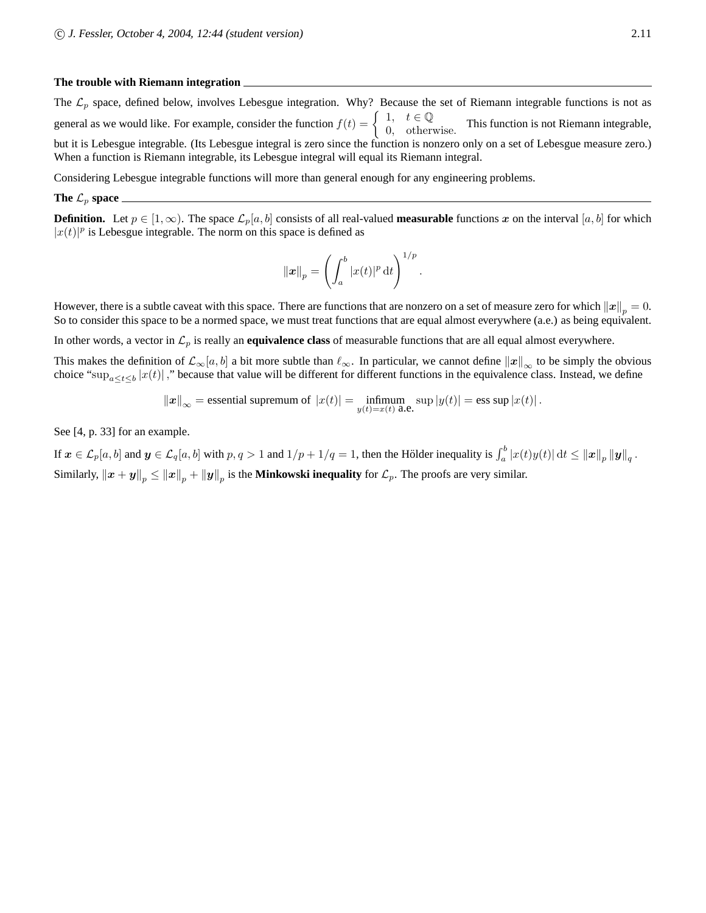**The trouble with Riemann integration**

The $\mathcal{L}_p$ space, defined below, involves Lebesgue integration. Why? Because the set of Riemann integrable functions is not as general as we would like. For example, consider the function $f(t) = \begin{cases} 1, & t \in \mathbb{Q} \\ 0, & \text{otherwise.} \end{cases}$ This function is not Riemann integrable, but it is Lebesgue integrable. (Its Lebesgue integral is zero since the function is nonzero only on a set of Lebesgue measure zero.) When a function is Riemann integrable, its Lebesgue integral will equal its Riemann integral.

Considering Lebesgue integrable functions will more than general enough for any engineering problems.

**The $\mathcal{L}_p$ space**

**Definition.** Let $p \in [1, \infty)$. The space $\mathcal{L}_p[a, b]$ consists of all real-valued **measurable** functions $\boldsymbol{x}$ on the interval $[a, b]$ for which $|x(t)|^p$ is Lebesgue integrable. The norm on this space is defined as

$$\|\boldsymbol{x}\|_p = \left( \int_a^b |x(t)|^p \, \mathrm{d}t \right)^{1/p}.$$

However, there is a subtle caveat with this space. There are functions that are nonzero on a set of measure zero for which $\|\boldsymbol{x}\|_p = 0$. So to consider this space to be a normed space, we must treat functions that are equal almost everywhere (a.e.) as being equivalent.

In other words, a vector in $\mathcal{L}_p$ is really an **equivalence class** of measurable functions that are all equal almost everywhere.

This makes the definition of $\mathcal{L}_\infty[a, b]$ a bit more subtle than $\ell_\infty$. In particular, we cannot define $\|\boldsymbol{x}\|_\infty$ to be simply the obvious choice "$\sup_{a \le t \le b} |x(t)|$," because that value will be different for different functions in the equivalence class. Instead, we define

$$\|\boldsymbol{x}\|_\infty = \text{essential supremum of } |x(t)| = \underset{y(t) = x(t) \text{ a.e.}}{\text{infimum}} \sup |y(t)| = \text{ess sup} \, |x(t)| \, .$$

See [4, p. 33] for an example.

If $\boldsymbol{x} \in \mathcal{L}_p[a, b]$ and $\boldsymbol{y} \in \mathcal{L}_q[a, b]$ with $p, q > 1$ and $1/p + 1/q = 1$, then the Hölder inequality is $\int_a^b |x(t) y(t)| \, \mathrm{d}t \le \|\boldsymbol{x}\|_p \|\boldsymbol{y}\|_q$.

Similarly, $\|\boldsymbol{x} + \boldsymbol{y}\|_p \le \|\boldsymbol{x}\|_p + \|\boldsymbol{y}\|_p$ is the **Minkowski inequality** for $\mathcal{L}_p$. The proofs are very similar.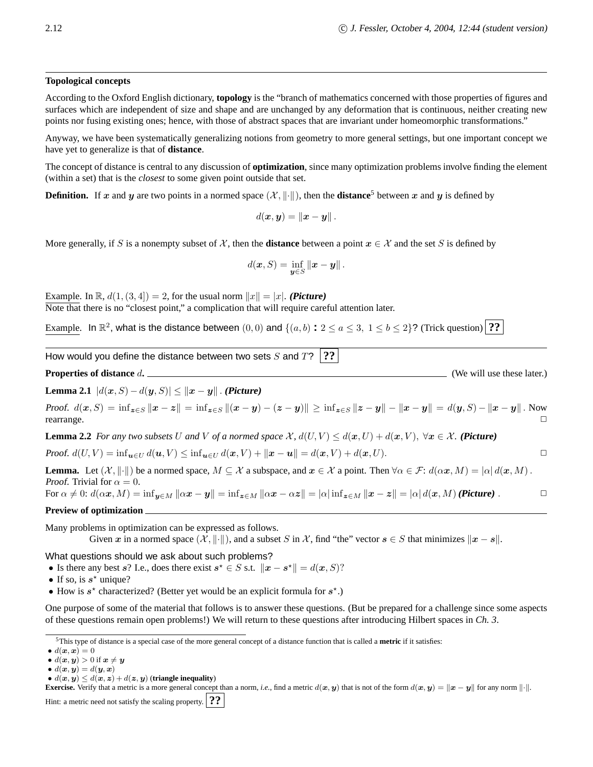---

**Topological concepts**

According to the Oxford English dictionary, **topology** is the "branch of mathematics concerned with those properties of figures and surfaces which are independent of size and shape and are unchanged by any deformation that is continuous, neither creating new points nor fusing existing ones; hence, with those of abstract spaces that are invariant under homeomorphic transformations."

Anyway, we have been systematically generalizing notions from geometry to more general settings, but one important concept we have yet to generalize is that of **distance**.

The concept of distance is central to any discussion of **optimization**, since many optimization problems involve finding the element (within a set) that is the *closest* to some given point outside that set.

**Definition.** If $\boldsymbol{x}$ and $\boldsymbol{y}$ are two points in a normed space $(\mathcal{X}, \|\cdot\|)$, then the **distance**[5] between $\boldsymbol{x}$ and $\boldsymbol{y}$ is defined by

$$d(\boldsymbol{x}, \boldsymbol{y}) = \|\boldsymbol{x} - \boldsymbol{y}\|.$$

More generally, if $S$ is a nonempty subset of $\mathcal{X}$, then the **distance** between a point $\boldsymbol{x} \in \mathcal{X}$ and the set $S$ is defined by

$$d(\boldsymbol{x}, S) = \inf_{\boldsymbol{y} \in S} \|\boldsymbol{x} - \boldsymbol{y}\|.$$

Example. In $\mathbb{R}$, $d(1, (3, 4]) = 2$, for the usual norm $\|x\| = |x|$. ***(Picture)***
Note that there is no "closest point," a complication that will require careful attention later.

Example. In $\mathbb{R}^2$, what is the distance between $(0, 0)$ and $\{(a, b) : 2 \le a \le 3,\ 1 \le b \le 2\}$? (Trick question) **??**

---

How would you define the distance between two sets $S$ and $T$? **??**

**Properties of distance $d$.** (We will use these later.)

**Lemma 2.1** $|d(\boldsymbol{x}, S) - d(\boldsymbol{y}, S)| \le \|\boldsymbol{x} - \boldsymbol{y}\|$ . ***(Picture)***

*Proof.* $d(\boldsymbol{x}, S) = \inf_{\boldsymbol{z} \in S} \|\boldsymbol{x} - \boldsymbol{z}\| = \inf_{\boldsymbol{z} \in S} \|(\boldsymbol{x} - \boldsymbol{y}) - (\boldsymbol{z} - \boldsymbol{y})\| \ge \inf_{\boldsymbol{z} \in S} \|\boldsymbol{z} - \boldsymbol{y}\| - \|\boldsymbol{x} - \boldsymbol{y}\| = d(\boldsymbol{y}, S) - \|\boldsymbol{x} - \boldsymbol{y}\|$ . Now rearrange. □

**Lemma 2.2** *For any two subsets $U$ and $V$ of a normed space $\mathcal{X}$, $d(U, V) \le d(\boldsymbol{x}, U) + d(\boldsymbol{x}, V),\ \forall \boldsymbol{x} \in \mathcal{X}$.* ***(Picture)***

*Proof.* $d(U, V) = \inf_{\boldsymbol{u} \in U} d(\boldsymbol{u}, V) \le \inf_{\boldsymbol{u} \in U} d(\boldsymbol{x}, V) + \|\boldsymbol{x} - \boldsymbol{u}\| = d(\boldsymbol{x}, V) + d(\boldsymbol{x}, U)$. □

**Lemma.** Let $(\mathcal{X}, \|\cdot\|)$ be a normed space, $M \subseteq \mathcal{X}$ a subspace, and $\boldsymbol{x} \in \mathcal{X}$ a point. Then $\forall \alpha \in \mathcal{F}$: $d(\alpha \boldsymbol{x}, M) = |\alpha|\, d(\boldsymbol{x}, M)$ .
*Proof.* Trivial for $\alpha = 0$.
For $\alpha \ne 0$: $d(\alpha \boldsymbol{x}, M) = \inf_{\boldsymbol{y} \in M} \|\alpha \boldsymbol{x} - \boldsymbol{y}\| = \inf_{\boldsymbol{z} \in M} \|\alpha \boldsymbol{x} - \alpha \boldsymbol{z}\| = |\alpha| \inf_{\boldsymbol{z} \in M} \|\boldsymbol{x} - \boldsymbol{z}\| = |\alpha|\, d(\boldsymbol{x}, M)$ ***(Picture)*** . □

**Preview of optimization**

Many problems in optimization can be expressed as follows.

Given $\boldsymbol{x}$ in a normed space $(\mathcal{X}, \|\cdot\|)$, and a subset $S$ in $\mathcal{X}$, find "the" vector $\boldsymbol{s} \in S$ that minimizes $\|\boldsymbol{x} - \boldsymbol{s}\|$.

What questions should we ask about such problems?

- Is there any best $\boldsymbol{s}$? I.e., does there exist $\boldsymbol{s}^\star \in S$ s.t. $\|\boldsymbol{x} - \boldsymbol{s}^\star\| = d(\boldsymbol{x}, S)$?
- If so, is $\boldsymbol{s}^\star$ unique?
- How is $\boldsymbol{s}^\star$ characterized? (Better yet would be an explicit formula for $\boldsymbol{s}^\star$.)

One purpose of some of the material that follows is to answer these questions. (But be prepared for a challenge since some aspects of these questions remain open problems!) We will return to these questions after introducing Hilbert spaces in *Ch. 3*.

---

[5] This type of distance is a special case of the more general concept of a distance function that is called a **metric** if it satisfies:

- $d(\boldsymbol{x}, \boldsymbol{x}) = 0$
- $d(\boldsymbol{x}, \boldsymbol{y}) > 0$ if $\boldsymbol{x} \ne \boldsymbol{y}$
- $d(\boldsymbol{x}, \boldsymbol{y}) = d(\boldsymbol{y}, \boldsymbol{x})$
- $d(\boldsymbol{x}, \boldsymbol{y}) \le d(\boldsymbol{x}, \boldsymbol{z}) + d(\boldsymbol{z}, \boldsymbol{y})$ (**triangle inequality**)

**Exercise.** Verify that a metric is a more general concept than a norm, *i.e.,* find a metric $d(\boldsymbol{x}, \boldsymbol{y})$ that is not of the form $d(\boldsymbol{x}, \boldsymbol{y}) = \|\boldsymbol{x} - \boldsymbol{y}\|$ for any norm $\|\cdot\|$.

Hint: a metric need not satisfy the scaling property. **??**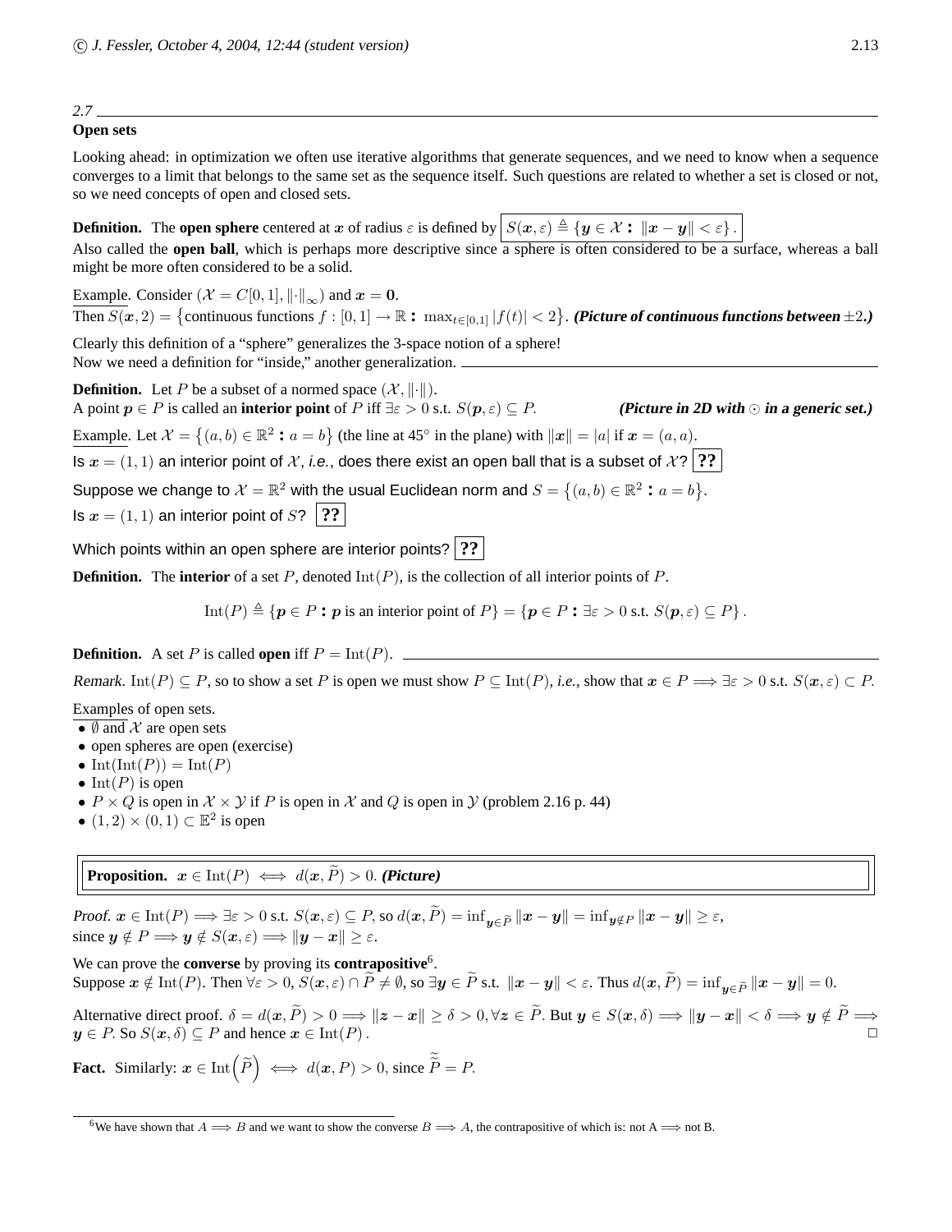2.7

## Open sets

Looking ahead: in optimization we often use iterative algorithms that generate sequences, and we need to know when a sequence converges to a limit that belongs to the same set as the sequence itself. Such questions are related to whether a set is closed or not, so we need concepts of open and closed sets.

**Definition.** The **open sphere** centered at $\boldsymbol{x}$ of radius $\varepsilon$ is defined by $S(\boldsymbol{x}, \varepsilon) \triangleq \{\boldsymbol{y} \in \mathcal{X} : \|\boldsymbol{x} - \boldsymbol{y}\| < \varepsilon\}$.
Also called the **open ball**, which is perhaps more descriptive since a sphere is often considered to be a surface, whereas a ball might be more often considered to be a solid.

Example. Consider $(\mathcal{X} = C[0,1], \|\cdot\|_\infty)$ and $\boldsymbol{x} = \boldsymbol{0}$.
Then $S(\boldsymbol{x}, 2) = \{\text{continuous functions } f : [0,1] \to \mathbb{R} : \max_{t \in [0,1]} |f(t)| < 2\}$. ***(Picture of continuous functions between $\pm 2$.)***

Clearly this definition of a "sphere" generalizes the 3-space notion of a sphere!
Now we need a definition for "inside," another generalization.

**Definition.** Let $P$ be a subset of a normed space $(\mathcal{X}, \|\cdot\|)$.
A point $\boldsymbol{p} \in P$ is called an **interior point** of $P$ iff $\exists \varepsilon > 0$ s.t. $S(\boldsymbol{p}, \varepsilon) \subseteq P$. ***(Picture in 2D with $\odot$ in a generic set.)***

Example. Let $\mathcal{X} = \{(a,b) \in \mathbb{R}^2 : a = b\}$ (the line at 45° in the plane) with $\|\boldsymbol{x}\| = |a|$ if $\boldsymbol{x} = (a,a)$.

Is $\boldsymbol{x} = (1,1)$ an interior point of $\mathcal{X}$, *i.e.*, does there exist an open ball that is a subset of $\mathcal{X}$? **??**

Suppose we change to $\mathcal{X} = \mathbb{R}^2$ with the usual Euclidean norm and $S = \{(a,b) \in \mathbb{R}^2 : a = b\}$.

Is $\boldsymbol{x} = (1,1)$ an interior point of $S$? **??**

Which points within an open sphere are interior points? **??**

**Definition.** The **interior** of a set $P$, denoted $\mathrm{Int}(P)$, is the collection of all interior points of $P$.

$$\mathrm{Int}(P) \triangleq \{\boldsymbol{p} \in P : \boldsymbol{p} \text{ is an interior point of } P\} = \{\boldsymbol{p} \in P : \exists \varepsilon > 0 \text{ s.t. } S(\boldsymbol{p}, \varepsilon) \subseteq P\}.$$

**Definition.** A set $P$ is called **open** iff $P = \mathrm{Int}(P)$.

*Remark.* $\mathrm{Int}(P) \subseteq P$, so to show a set $P$ is open we must show $P \subseteq \mathrm{Int}(P)$, *i.e.*, show that $\boldsymbol{x} \in P \Longrightarrow \exists \varepsilon > 0$ s.t. $S(\boldsymbol{x}, \varepsilon) \subset P$.

Examples of open sets.

- $\emptyset$ and $\mathcal{X}$ are open sets
- open spheres are open (exercise)
- $\mathrm{Int}(\mathrm{Int}(P)) = \mathrm{Int}(P)$
- $\mathrm{Int}(P)$ is open
- $P \times Q$ is open in $\mathcal{X} \times \mathcal{Y}$ if $P$ is open in $\mathcal{X}$ and $Q$ is open in $\mathcal{Y}$ (problem 2.16 p. 44)
- $(1,2) \times (0,1) \subset \mathbb{E}^2$ is open

**Proposition.** $\boldsymbol{x} \in \mathrm{Int}(P) \iff d(\boldsymbol{x}, \widetilde{P}) > 0$. ***(Picture)***

*Proof.* $\boldsymbol{x} \in \mathrm{Int}(P) \Longrightarrow \exists \varepsilon > 0$ s.t. $S(\boldsymbol{x}, \varepsilon) \subseteq P$, so $d(\boldsymbol{x}, \widetilde{P}) = \inf_{\boldsymbol{y} \in \widetilde{P}} \|\boldsymbol{x} - \boldsymbol{y}\| = \inf_{\boldsymbol{y} \notin P} \|\boldsymbol{x} - \boldsymbol{y}\| \geq \varepsilon$,
since $\boldsymbol{y} \notin P \Longrightarrow \boldsymbol{y} \notin S(\boldsymbol{x}, \varepsilon) \Longrightarrow \|\boldsymbol{y} - \boldsymbol{x}\| \geq \varepsilon$.

We can prove the **converse** by proving its **contrapositive**[6].
Suppose $\boldsymbol{x} \notin \mathrm{Int}(P)$. Then $\forall \varepsilon > 0$, $S(\boldsymbol{x}, \varepsilon) \cap \widetilde{P} \neq \emptyset$, so $\exists \boldsymbol{y} \in \widetilde{P}$ s.t. $\|\boldsymbol{x} - \boldsymbol{y}\| < \varepsilon$. Thus $d(\boldsymbol{x}, \widetilde{P}) = \inf_{\boldsymbol{y} \in \widetilde{P}} \|\boldsymbol{x} - \boldsymbol{y}\| = 0$.

Alternative direct proof. $\delta = d(\boldsymbol{x}, \widetilde{P}) > 0 \Longrightarrow \|\boldsymbol{z} - \boldsymbol{x}\| \geq \delta > 0, \forall \boldsymbol{z} \in \widetilde{P}$. But $\boldsymbol{y} \in S(\boldsymbol{x}, \delta) \Longrightarrow \|\boldsymbol{y} - \boldsymbol{x}\| < \delta \Longrightarrow \boldsymbol{y} \notin \widetilde{P} \Longrightarrow \boldsymbol{y} \in P$. So $S(\boldsymbol{x}, \delta) \subseteq P$ and hence $\boldsymbol{x} \in \mathrm{Int}(P)$. □

**Fact.** Similarly: $\boldsymbol{x} \in \mathrm{Int}\left(\widetilde{P}\right) \iff d(\boldsymbol{x}, P) > 0$, since $\widetilde{\widetilde{P}} = P$.

[6] We have shown that $A \Longrightarrow B$ and we want to show the converse $B \Longrightarrow A$, the contrapositive of which is: not A $\Longrightarrow$ not B.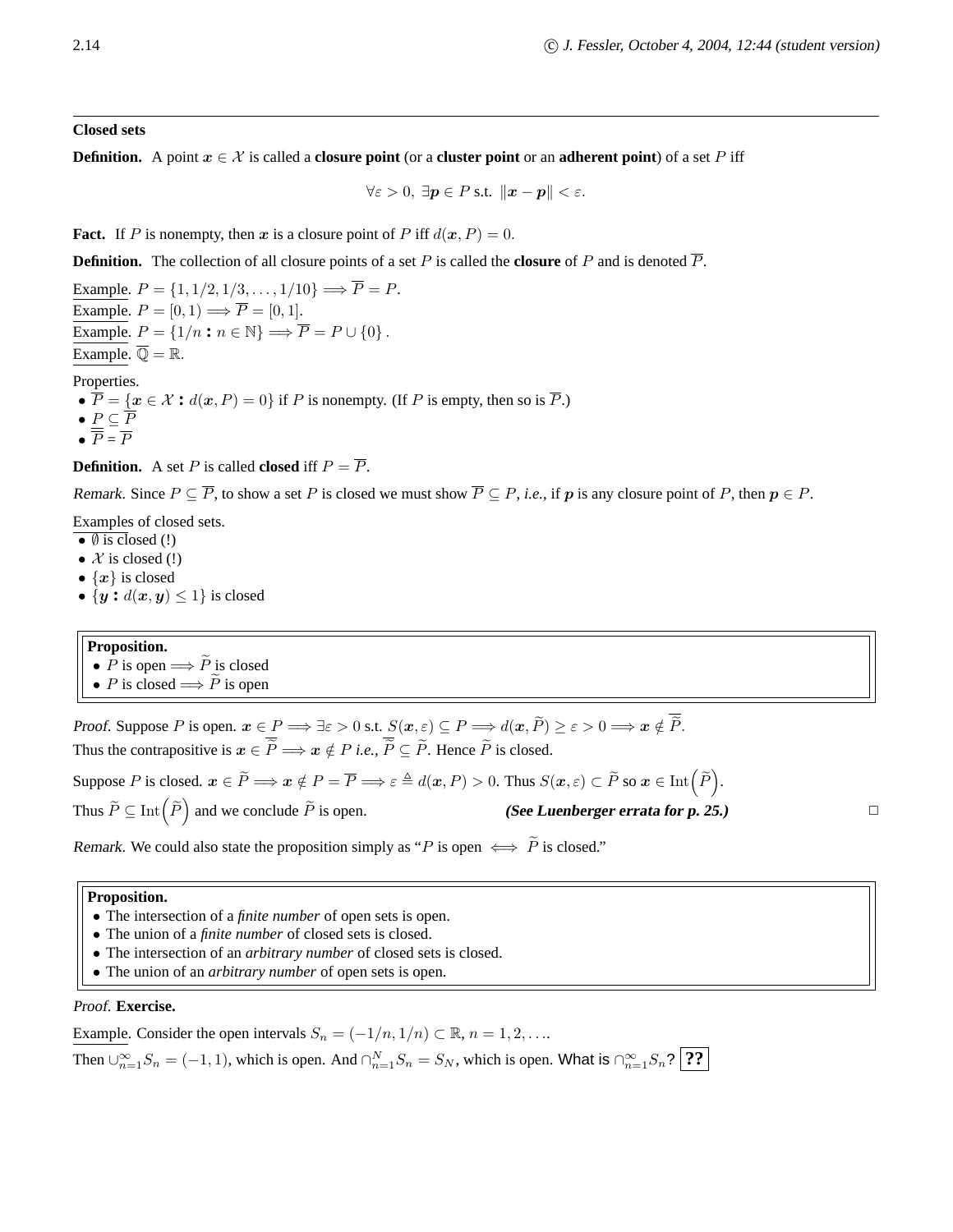---

**Closed sets**

**Definition.** A point $\boldsymbol{x} \in \mathcal{X}$ is called a **closure point** (or a **cluster point** or an **adherent point**) of a set $P$ iff

$$\forall \varepsilon > 0, \ \exists \boldsymbol{p} \in P \text{ s.t. } \|\boldsymbol{x} - \boldsymbol{p}\| < \varepsilon.$$

**Fact.** If $P$ is nonempty, then $\boldsymbol{x}$ is a closure point of $P$ iff $d(\boldsymbol{x}, P) = 0$.

**Definition.** The collection of all closure points of a set $P$ is called the **closure** of $P$ and is denoted $\overline{P}$.

Example. $P = \{1, 1/2, 1/3, \ldots, 1/10\} \Longrightarrow \overline{P} = P$.
Example. $P = [0, 1) \Longrightarrow \overline{P} = [0, 1]$.
Example. $P = \{1/n : n \in \mathbb{N}\} \Longrightarrow \overline{P} = P \cup \{0\}$.
Example. $\overline{\mathbb{Q}} = \mathbb{R}$.

Properties.

- $\overline{P} = \{\boldsymbol{x} \in \mathcal{X} : d(\boldsymbol{x}, P) = 0\}$ if $P$ is nonempty. (If $P$ is empty, then so is $\overline{P}$.)
- $P \subseteq \overline{P}$
- $\overline{\overline{P}} = \overline{P}$

**Definition.** A set $P$ is called **closed** iff $P = \overline{P}$.

*Remark.* Since $P \subseteq \overline{P}$, to show a set $P$ is closed we must show $\overline{P} \subseteq P$, *i.e.*, if $\boldsymbol{p}$ is any closure point of $P$, then $\boldsymbol{p} \in P$.

Examples of closed sets.

- $\emptyset$ is closed (!)
- $\mathcal{X}$ is closed (!)
- $\{\boldsymbol{x}\}$ is closed
- $\{\boldsymbol{y} : d(\boldsymbol{x}, \boldsymbol{y}) \leq 1\}$ is closed

**Proposition.**

- $P$ is open $\Longrightarrow \widetilde{P}$ is closed
- $P$ is closed $\Longrightarrow \widetilde{P}$ is open

*Proof.* Suppose $P$ is open. $\boldsymbol{x} \in P \Longrightarrow \exists \varepsilon > 0$ s.t. $S(\boldsymbol{x}, \varepsilon) \subseteq P \Longrightarrow d(\boldsymbol{x}, \widetilde{P}) \geq \varepsilon > 0 \Longrightarrow \boldsymbol{x} \notin \overline{\widetilde{P}}$.
Thus the contrapositive is $\boldsymbol{x} \in \overline{\widetilde{P}} \Longrightarrow \boldsymbol{x} \notin P$ *i.e.*, $\overline{\widetilde{P}} \subseteq \widetilde{P}$. Hence $\widetilde{P}$ is closed.

Suppose $P$ is closed. $\boldsymbol{x} \in \widetilde{P} \Longrightarrow \boldsymbol{x} \notin P = \overline{P} \Longrightarrow \varepsilon \triangleq d(\boldsymbol{x}, P) > 0$. Thus $S(\boldsymbol{x}, \varepsilon) \subset \widetilde{P}$ so $\boldsymbol{x} \in \operatorname{Int}\left(\widetilde{P}\right)$.
Thus $\widetilde{P} \subseteq \operatorname{Int}\left(\widetilde{P}\right)$ and we conclude $\widetilde{P}$ is open. ***(See Luenberger errata for p. 25.)*** □

*Remark.* We could also state the proposition simply as "$P$ is open $\iff \widetilde{P}$ is closed."

**Proposition.**

- The intersection of a *finite number* of open sets is open.
- The union of a *finite number* of closed sets is closed.
- The intersection of an *arbitrary number* of closed sets is closed.
- The union of an *arbitrary number* of open sets is open.

*Proof.* **Exercise.**

Example. Consider the open intervals $S_n = (-1/n, 1/n) \subset \mathbb{R}$, $n = 1, 2, \ldots$.
Then $\cup_{n=1}^{\infty} S_n = (-1, 1)$, which is open. And $\cap_{n=1}^{N} S_n = S_N$, which is open. What is $\cap_{n=1}^{\infty} S_n$? **??**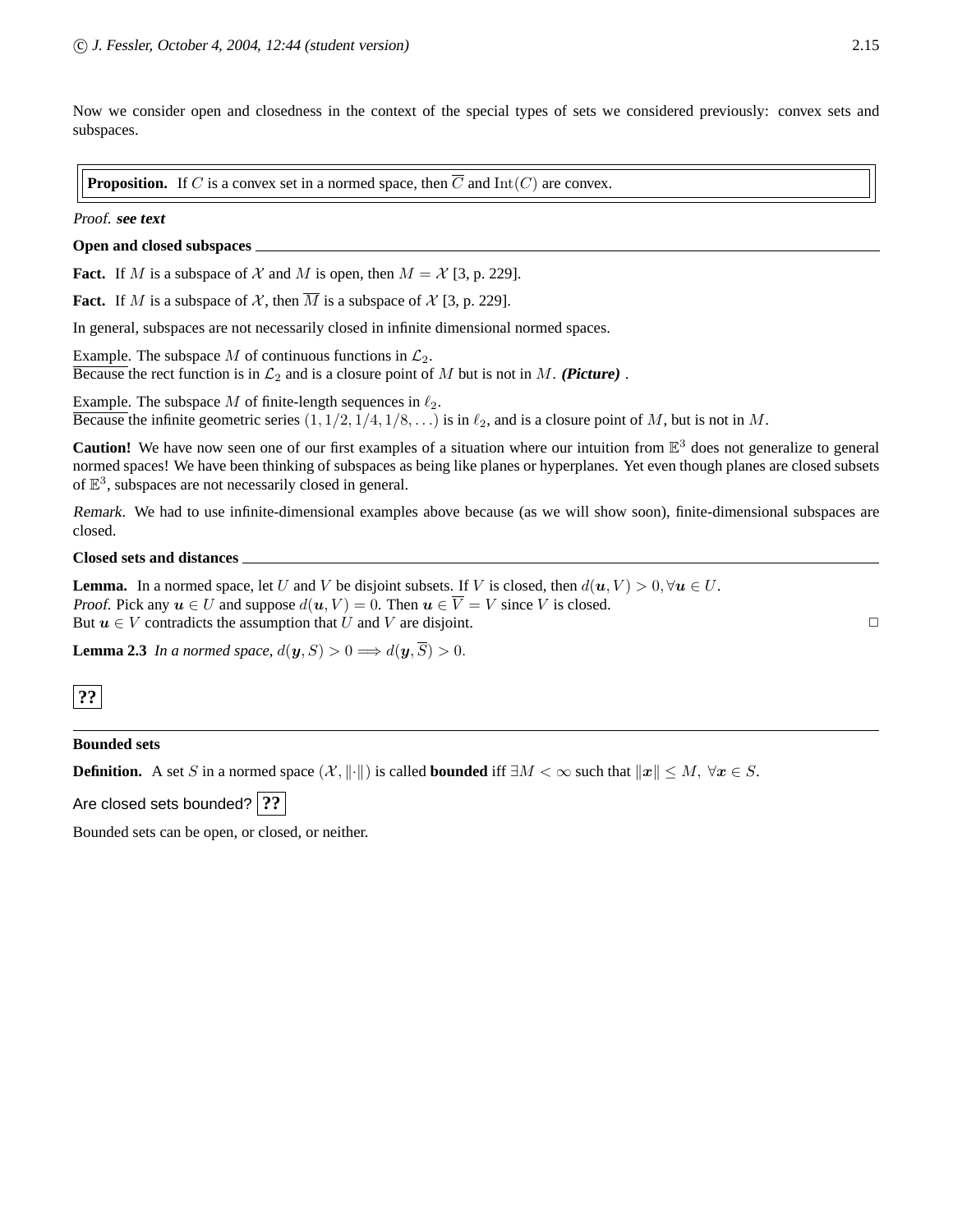Now we consider open and closedness in the context of the special types of sets we considered previously: convex sets and subspaces.

> **Proposition.** If $C$ is a convex set in a normed space, then $\overline{C}$ and $\text{Int}(C)$ are convex.

*Proof.* ***see text***

**Open and closed subspaces**

**Fact.** If $M$ is a subspace of $\mathcal{X}$ and $M$ is open, then $M = \mathcal{X}$ [3, p. 229].

**Fact.** If $M$ is a subspace of $\mathcal{X}$, then $\overline{M}$ is a subspace of $\mathcal{X}$ [3, p. 229].

In general, subspaces are not necessarily closed in infinite dimensional normed spaces.

Example. The subspace $M$ of continuous functions in $\mathcal{L}_2$.
Because the rect function is in $\mathcal{L}_2$ and is a closure point of $M$ but is not in $M$. ***(Picture)*** .

Example. The subspace $M$ of finite-length sequences in $\ell_2$.
Because the infinite geometric series $(1, 1/2, 1/4, 1/8, \ldots)$ is in $\ell_2$, and is a closure point of $M$, but is not in $M$.

**Caution!** We have now seen one of our first examples of a situation where our intuition from $\mathbb{E}^3$ does not generalize to general normed spaces! We have been thinking of subspaces as being like planes or hyperplanes. Yet even though planes are closed subsets of $\mathbb{E}^3$, subspaces are not necessarily closed in general.

*Remark.* We had to use infinite-dimensional examples above because (as we will show soon), finite-dimensional subspaces are closed.

**Closed sets and distances**

**Lemma.** In a normed space, let $U$ and $V$ be disjoint subsets. If $V$ is closed, then $d(\boldsymbol{u}, V) > 0, \forall \boldsymbol{u} \in U$.
*Proof.* Pick any $\boldsymbol{u} \in U$ and suppose $d(\boldsymbol{u}, V) = 0$. Then $\boldsymbol{u} \in \overline{V} = V$ since $V$ is closed.
But $\boldsymbol{u} \in V$ contradicts the assumption that $U$ and $V$ are disjoint. □

**Lemma 2.3** *In a normed space,* $d(\boldsymbol{y}, S) > 0 \Longrightarrow d(\boldsymbol{y}, \overline{S}) > 0$.

**??**

---

**Bounded sets**

**Definition.** A set $S$ in a normed space $(\mathcal{X}, \|\cdot\|)$ is called **bounded** iff $\exists M < \infty$ such that $\|\boldsymbol{x}\| \leq M, \ \forall \boldsymbol{x} \in S$.

Are closed sets bounded? **??**

Bounded sets can be open, or closed, or neither.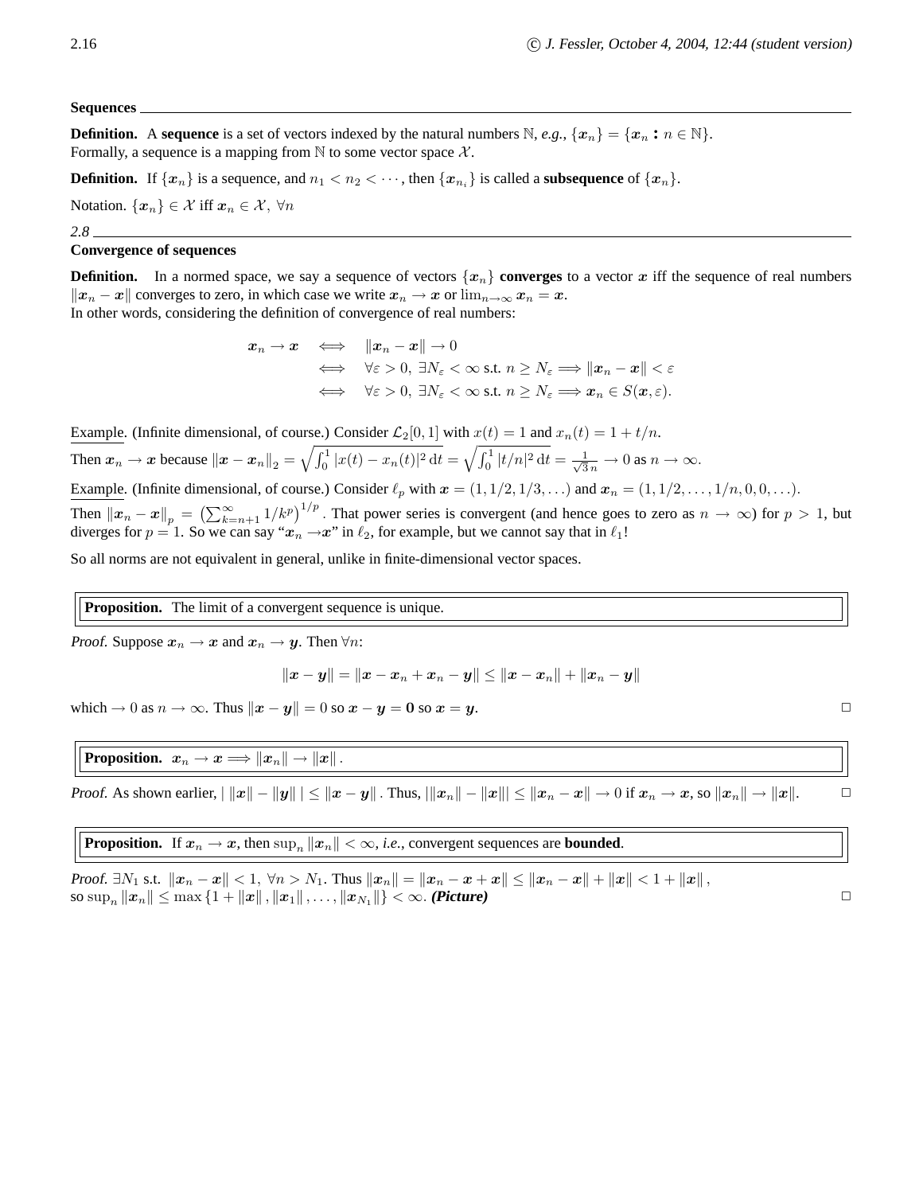## Sequences

**Definition.** A **sequence** is a set of vectors indexed by the natural numbers $\mathbb{N}$, *e.g.*, $\{\boldsymbol{x}_n\} = \{\boldsymbol{x}_n : n \in \mathbb{N}\}$.
Formally, a sequence is a mapping from $\mathbb{N}$ to some vector space $\mathcal{X}$.

**Definition.** If $\{\boldsymbol{x}_n\}$ is a sequence, and $n_1 < n_2 < \cdots$, then $\{\boldsymbol{x}_{n_i}\}$ is called a **subsequence** of $\{\boldsymbol{x}_n\}$.

Notation. $\{\boldsymbol{x}_n\} \in \mathcal{X}$ iff $\boldsymbol{x}_n \in \mathcal{X}, \ \forall n$

*2.8*

## Convergence of sequences

**Definition.** In a normed space, we say a sequence of vectors $\{\boldsymbol{x}_n\}$ **converges** to a vector $\boldsymbol{x}$ iff the sequence of real numbers $\|\boldsymbol{x}_n - \boldsymbol{x}\|$ converges to zero, in which case we write $\boldsymbol{x}_n \to \boldsymbol{x}$ or $\lim_{n\to\infty} \boldsymbol{x}_n = \boldsymbol{x}$.
In other words, considering the definition of convergence of real numbers:

$$
\begin{aligned}
\boldsymbol{x}_n \to \boldsymbol{x} \quad &\iff \quad \|\boldsymbol{x}_n - \boldsymbol{x}\| \to 0 \\
&\iff \quad \forall \varepsilon > 0, \ \exists N_\varepsilon < \infty \text{ s.t. } n \ge N_\varepsilon \Longrightarrow \|\boldsymbol{x}_n - \boldsymbol{x}\| < \varepsilon \\
&\iff \quad \forall \varepsilon > 0, \ \exists N_\varepsilon < \infty \text{ s.t. } n \ge N_\varepsilon \Longrightarrow \boldsymbol{x}_n \in S(\boldsymbol{x}, \varepsilon).
\end{aligned}
$$

Example. (Infinite dimensional, of course.) Consider $\mathcal{L}_2[0,1]$ with $x(t) = 1$ and $x_n(t) = 1 + t/n$.
Then $\boldsymbol{x}_n \to \boldsymbol{x}$ because $\|\boldsymbol{x} - \boldsymbol{x}_n\|_2 = \sqrt{\int_0^1 |x(t) - x_n(t)|^2 \, \mathrm{d}t} = \sqrt{\int_0^1 |t/n|^2 \, \mathrm{d}t} = \frac{1}{\sqrt{3}\, n} \to 0$ as $n \to \infty$.

Example. (Infinite dimensional, of course.) Consider $\ell_p$ with $\boldsymbol{x} = (1, 1/2, 1/3, \ldots)$ and $\boldsymbol{x}_n = (1, 1/2, \ldots, 1/n, 0, 0, \ldots)$.
Then $\|\boldsymbol{x}_n - \boldsymbol{x}\|_p = \left(\sum_{k=n+1}^\infty 1/k^p\right)^{1/p}$. That power series is convergent (and hence goes to zero as $n \to \infty$) for $p > 1$, but diverges for $p = 1$. So we can say "$\boldsymbol{x}_n \to \boldsymbol{x}$" in $\ell_2$, for example, but we cannot say that in $\ell_1$!

So all norms are not equivalent in general, unlike in finite-dimensional vector spaces.

**Proposition.** The limit of a convergent sequence is unique.

*Proof.* Suppose $\boldsymbol{x}_n \to \boldsymbol{x}$ and $\boldsymbol{x}_n \to \boldsymbol{y}$. Then $\forall n$:

$$
\|\boldsymbol{x} - \boldsymbol{y}\| = \|\boldsymbol{x} - \boldsymbol{x}_n + \boldsymbol{x}_n - \boldsymbol{y}\| \le \|\boldsymbol{x} - \boldsymbol{x}_n\| + \|\boldsymbol{x}_n - \boldsymbol{y}\|
$$

which $\to 0$ as $n \to \infty$. Thus $\|\boldsymbol{x} - \boldsymbol{y}\| = 0$ so $\boldsymbol{x} - \boldsymbol{y} = \boldsymbol{0}$ so $\boldsymbol{x} = \boldsymbol{y}$. □

**Proposition.** $\boldsymbol{x}_n \to \boldsymbol{x} \Longrightarrow \|\boldsymbol{x}_n\| \to \|\boldsymbol{x}\|$.

*Proof.* As shown earlier, $|\, \|\boldsymbol{x}\| - \|\boldsymbol{y}\| \,| \le \|\boldsymbol{x} - \boldsymbol{y}\|$. Thus, $|\|\boldsymbol{x}_n\| - \|\boldsymbol{x}\|| \le \|\boldsymbol{x}_n - \boldsymbol{x}\| \to 0$ if $\boldsymbol{x}_n \to \boldsymbol{x}$, so $\|\boldsymbol{x}_n\| \to \|\boldsymbol{x}\|$. □

**Proposition.** If $\boldsymbol{x}_n \to \boldsymbol{x}$, then $\sup_n \|\boldsymbol{x}_n\| < \infty$, *i.e.*, convergent sequences are **bounded**.

*Proof.* $\exists N_1$ s.t. $\|\boldsymbol{x}_n - \boldsymbol{x}\| < 1, \ \forall n > N_1$. Thus $\|\boldsymbol{x}_n\| = \|\boldsymbol{x}_n - \boldsymbol{x} + \boldsymbol{x}\| \le \|\boldsymbol{x}_n - \boldsymbol{x}\| + \|\boldsymbol{x}\| < 1 + \|\boldsymbol{x}\|$,
so $\sup_n \|\boldsymbol{x}_n\| \le \max\{1 + \|\boldsymbol{x}\|, \|\boldsymbol{x}_1\|, \ldots, \|\boldsymbol{x}_{N_1}\|\} < \infty$. ***(Picture)*** □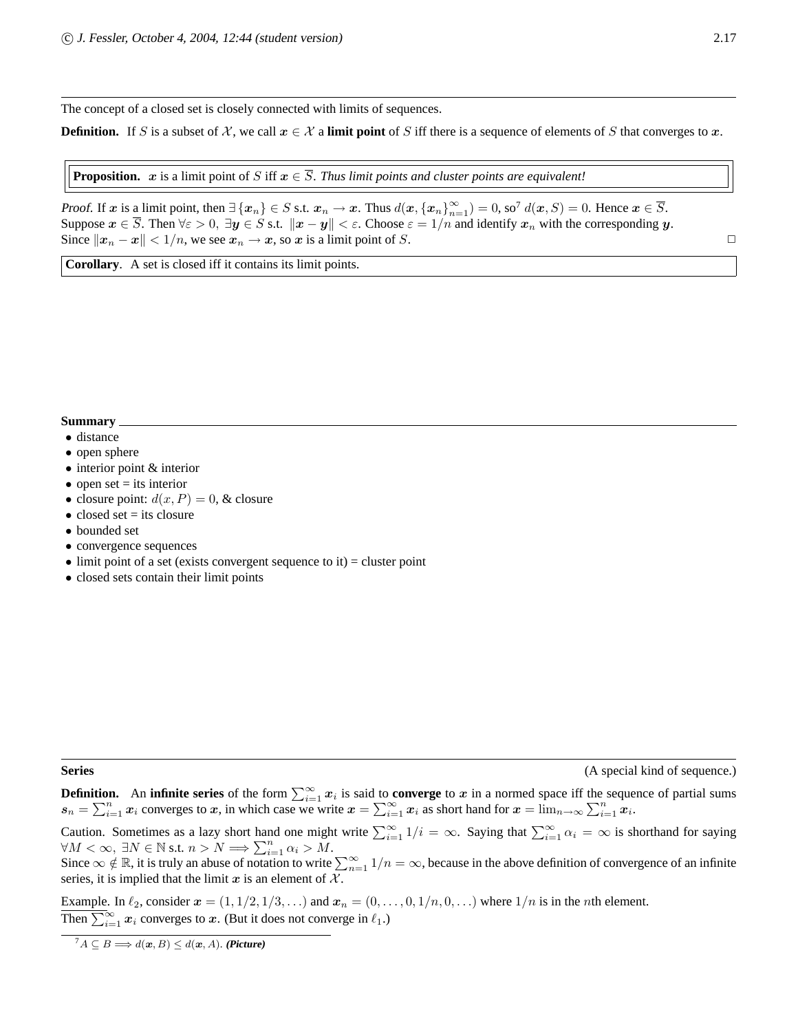The concept of a closed set is closely connected with limits of sequences.

**Definition.** If $S$ is a subset of $\mathcal{X}$, we call $\boldsymbol{x} \in \mathcal{X}$ a **limit point** of $S$ iff there is a sequence of elements of $S$ that converges to $\boldsymbol{x}$.

**Proposition.** $\boldsymbol{x}$ is a limit point of $S$ iff $\boldsymbol{x} \in \overline{S}$. *Thus limit points and cluster points are equivalent!*

*Proof.* If $\boldsymbol{x}$ is a limit point, then $\exists \{\boldsymbol{x}_n\} \in S$ s.t. $\boldsymbol{x}_n \to \boldsymbol{x}$. Thus $d(\boldsymbol{x}, \{\boldsymbol{x}_n\}_{n=1}^{\infty}) = 0$, so[7] $d(\boldsymbol{x}, S) = 0$. Hence $\boldsymbol{x} \in \overline{S}$.
Suppose $\boldsymbol{x} \in \overline{S}$. Then $\forall \varepsilon > 0, \ \exists \boldsymbol{y} \in S$ s.t. $\|\boldsymbol{x} - \boldsymbol{y}\| < \varepsilon$. Choose $\varepsilon = 1/n$ and identify $\boldsymbol{x}_n$ with the corresponding $\boldsymbol{y}$.
Since $\|\boldsymbol{x}_n - \boldsymbol{x}\| < 1/n$, we see $\boldsymbol{x}_n \to \boldsymbol{x}$, so $\boldsymbol{x}$ is a limit point of $S$. □

**Corollary.** A set is closed iff it contains its limit points.

**Summary**

- distance
- open sphere
- interior point & interior
- open set = its interior
- closure point: $d(x, P) = 0$, & closure
- closed set = its closure
- bounded set
- convergence sequences
- limit point of a set (exists convergent sequence to it) = cluster point
- closed sets contain their limit points

**Series** (A special kind of sequence.)

**Definition.** An **infinite series** of the form $\sum_{i=1}^{\infty} \boldsymbol{x}_i$ is said to **converge** to $\boldsymbol{x}$ in a normed space iff the sequence of partial sums $\boldsymbol{s}_n = \sum_{i=1}^{n} \boldsymbol{x}_i$ converges to $\boldsymbol{x}$, in which case we write $\boldsymbol{x} = \sum_{i=1}^{\infty} \boldsymbol{x}_i$ as short hand for $\boldsymbol{x} = \lim_{n\to\infty} \sum_{i=1}^{n} \boldsymbol{x}_i$.

Caution. Sometimes as a lazy short hand one might write $\sum_{i=1}^{\infty} 1/i = \infty$. Saying that $\sum_{i=1}^{\infty} \alpha_i = \infty$ is shorthand for saying $\forall M < \infty, \ \exists N \in \mathbb{N}$ s.t. $n > N \Longrightarrow \sum_{i=1}^{n} \alpha_i > M$.
Since $\infty \notin \mathbb{R}$, it is truly an abuse of notation to write $\sum_{n=1}^{\infty} 1/n = \infty$, because in the above definition of convergence of an infinite series, it is implied that the limit $\boldsymbol{x}$ is an element of $\mathcal{X}$.

Example. In $\ell_2$, consider $\boldsymbol{x} = (1, 1/2, 1/3, \ldots)$ and $\boldsymbol{x}_n = (0, \ldots, 0, 1/n, 0, \ldots)$ where $1/n$ is in the $n$th element.
Then $\sum_{i=1}^{\infty} \boldsymbol{x}_i$ converges to $\boldsymbol{x}$. (But it does not converge in $\ell_1$.)

[7] $A \subseteq B \Longrightarrow d(\boldsymbol{x}, B) \leq d(\boldsymbol{x}, A)$. ***(Picture)***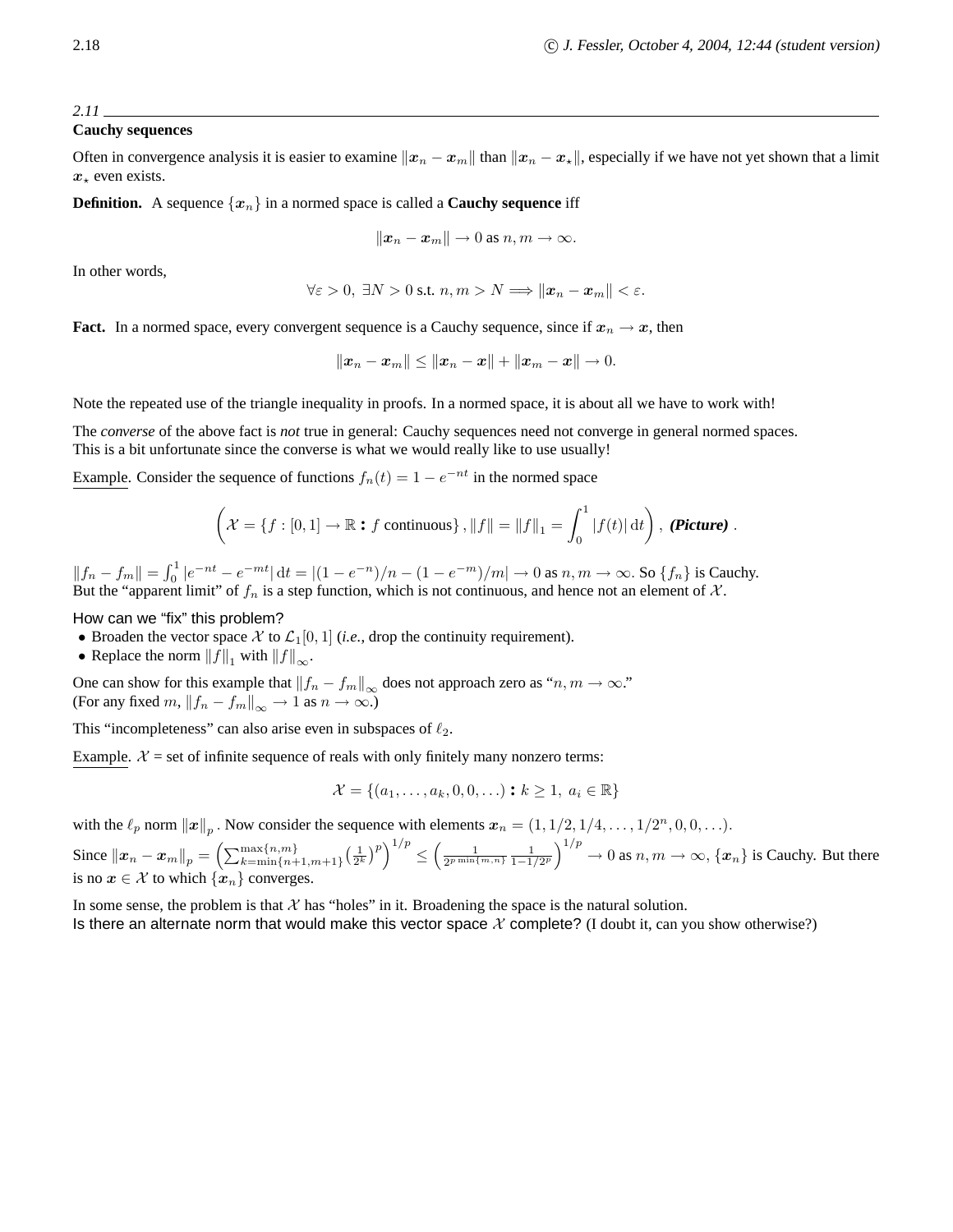*2.11*

**Cauchy sequences**

Often in convergence analysis it is easier to examine $\|\boldsymbol{x}_n - \boldsymbol{x}_m\|$ than $\|\boldsymbol{x}_n - \boldsymbol{x}_\star\|$, especially if we have not yet shown that a limit $\boldsymbol{x}_\star$ even exists.

**Definition.** A sequence $\{\boldsymbol{x}_n\}$ in a normed space is called a **Cauchy sequence** iff

$$\|\boldsymbol{x}_n - \boldsymbol{x}_m\| \to 0 \text{ as } n, m \to \infty.$$

In other words,

$$\forall \varepsilon > 0, \ \exists N > 0 \text{ s.t. } n, m > N \Longrightarrow \|\boldsymbol{x}_n - \boldsymbol{x}_m\| < \varepsilon.$$

**Fact.** In a normed space, every convergent sequence is a Cauchy sequence, since if $\boldsymbol{x}_n \to \boldsymbol{x}$, then

$$\|\boldsymbol{x}_n - \boldsymbol{x}_m\| \leq \|\boldsymbol{x}_n - \boldsymbol{x}\| + \|\boldsymbol{x}_m - \boldsymbol{x}\| \to 0.$$

Note the repeated use of the triangle inequality in proofs. In a normed space, it is about all we have to work with!

The *converse* of the above fact is *not* true in general: Cauchy sequences need not converge in general normed spaces.
This is a bit unfortunate since the converse is what we would really like to use usually!

Example. Consider the sequence of functions $f_n(t) = 1 - e^{-nt}$ in the normed space

$$\left(\mathcal{X} = \{f : [0,1] \to \mathbb{R} : f \text{ continuous}\}, \|f\| = \|f\|_1 = \int_0^1 |f(t)| \, \mathrm{d}t\right), \textbf{\textit{(Picture)}} .$$

$\|f_n - f_m\| = \int_0^1 |e^{-nt} - e^{-mt}| \, \mathrm{d}t = |(1 - e^{-n})/n - (1 - e^{-m})/m| \to 0$ as $n, m \to \infty$. So $\{f_n\}$ is Cauchy.
But the "apparent limit" of $f_n$ is a step function, which is not continuous, and hence not an element of $\mathcal{X}$.

How can we "fix" this problem?

- Broaden the vector space $\mathcal{X}$ to $\mathcal{L}_1[0,1]$ (*i.e.*, drop the continuity requirement).
- Replace the norm $\|f\|_1$ with $\|f\|_\infty$.

One can show for this example that $\|f_n - f_m\|_\infty$ does not approach zero as "$n, m \to \infty$."
(For any fixed $m$, $\|f_n - f_m\|_\infty \to 1$ as $n \to \infty$.)

This "incompleteness" can also arise even in subspaces of $\ell_2$.

Example. $\mathcal{X}$ = set of infinite sequence of reals with only finitely many nonzero terms:

$$\mathcal{X} = \{(a_1, \ldots, a_k, 0, 0, \ldots) : k \geq 1, \ a_i \in \mathbb{R}\}$$

with the $\ell_p$ norm $\|\boldsymbol{x}\|_p$. Now consider the sequence with elements $\boldsymbol{x}_n = (1, 1/2, 1/4, \ldots, 1/2^n, 0, 0, \ldots)$.

Since $\|\boldsymbol{x}_n - \boldsymbol{x}_m\|_p = \left(\sum_{k=\min\{n+1,m+1\}}^{\max\{n,m\}} \left(\frac{1}{2^k}\right)^p\right)^{1/p} \leq \left(\frac{1}{2^{p \min\{m,n\}}} \frac{1}{1 - 1/2^p}\right)^{1/p} \to 0$ as $n, m \to \infty$, $\{\boldsymbol{x}_n\}$ is Cauchy. But there is no $\boldsymbol{x} \in \mathcal{X}$ to which $\{\boldsymbol{x}_n\}$ converges.

In some sense, the problem is that $\mathcal{X}$ has "holes" in it. Broadening the space is the natural solution.
Is there an alternate norm that would make this vector space $\mathcal{X}$ complete? (I doubt it, can you show otherwise?)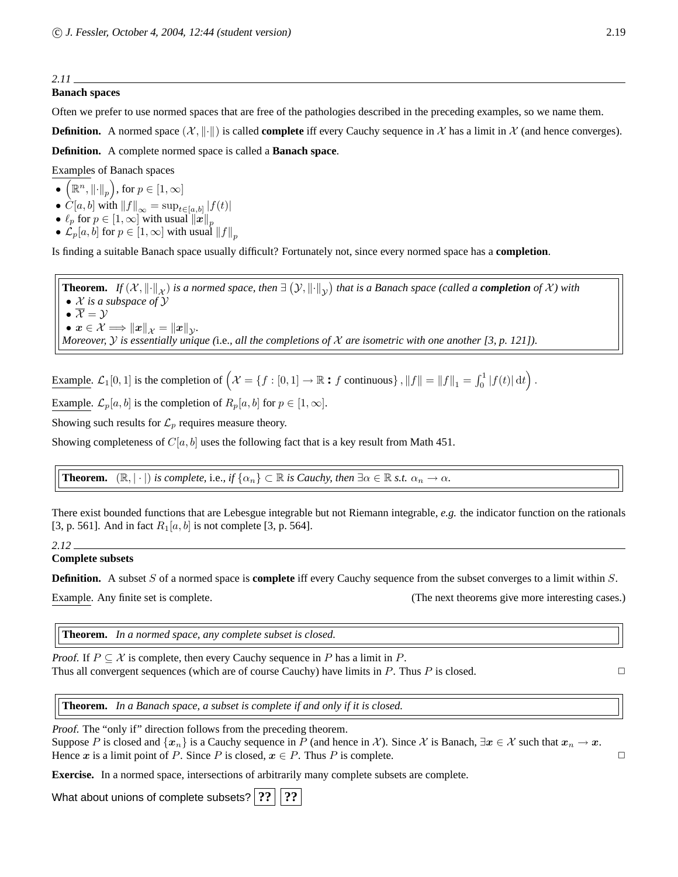## 2.11 Banach spaces

Often we prefer to use normed spaces that are free of the pathologies described in the preceding examples, so we name them.

**Definition.** A normed space $(\mathcal{X}, \|\cdot\|)$ is called **complete** iff every Cauchy sequence in $\mathcal{X}$ has a limit in $\mathcal{X}$ (and hence converges).

**Definition.** A complete normed space is called a **Banach space**.

Examples of Banach spaces

- $\left(\mathbb{R}^n, \|\cdot\|_p\right)$, for $p \in [1, \infty]$
- $C[a, b]$ with $\|f\|_\infty = \sup_{t \in [a,b]} |f(t)|$
- $\ell_p$ for $p \in [1, \infty]$ with usual $\|\boldsymbol{x}\|_p$
- $\mathcal{L}_p[a, b]$ for $p \in [1, \infty]$ with usual $\|f\|_p$

Is finding a suitable Banach space usually difficult? Fortunately not, since every normed space has a **completion**.

**Theorem.** *If $(\mathcal{X}, \|\cdot\|_\mathcal{X})$ is a normed space, then $\exists \left(\mathcal{Y}, \|\cdot\|_\mathcal{Y}\right)$ that is a Banach space (called a **completion** of $\mathcal{X}$) with*
- *$\mathcal{X}$ is a subspace of $\mathcal{Y}$*
- *$\overline{\mathcal{X}} = \mathcal{Y}$*
- *$\boldsymbol{x} \in \mathcal{X} \implies \|\boldsymbol{x}\|_\mathcal{X} = \|\boldsymbol{x}\|_\mathcal{Y}$.*

*Moreover, $\mathcal{Y}$ is essentially unique (*i.e.*, all the completions of $\mathcal{X}$ are isometric with one another [3, p. 121]).*

Example. $\mathcal{L}_1[0, 1]$ is the completion of $\left(\mathcal{X} = \{f : [0, 1] \to \mathbb{R} : f \text{ continuous}\}, \|f\| = \|f\|_1 = \int_0^1 |f(t)| \, \mathrm{d}t\right)$.

Example. $\mathcal{L}_p[a, b]$ is the completion of $R_p[a, b]$ for $p \in [1, \infty]$.

Showing such results for $\mathcal{L}_p$ requires measure theory.

Showing completeness of $C[a, b]$ uses the following fact that is a key result from Math 451.

**Theorem.** *$(\mathbb{R}, |\cdot|)$ is complete,* i.e., *if $\{\alpha_n\} \subset \mathbb{R}$ is Cauchy, then $\exists \alpha \in \mathbb{R}$ s.t. $\alpha_n \to \alpha$.*

There exist bounded functions that are Lebesgue integrable but not Riemann integrable, *e.g.* the indicator function on the rationals [3, p. 561]. And in fact $R_1[a, b]$ is not complete [3, p. 564].

## 2.12 Complete subsets

**Definition.** A subset $S$ of a normed space is **complete** iff every Cauchy sequence from the subset converges to a limit within $S$.

Example. Any finite set is complete. (The next theorems give more interesting cases.)

**Theorem.** *In a normed space, any complete subset is closed.*

*Proof.* If $P \subseteq \mathcal{X}$ is complete, then every Cauchy sequence in $P$ has a limit in $P$.
Thus all convergent sequences (which are of course Cauchy) have limits in $P$. Thus $P$ is closed. □

**Theorem.** *In a Banach space, a subset is complete if and only if it is closed.*

*Proof.* The "only if" direction follows from the preceding theorem.
Suppose $P$ is closed and $\{\boldsymbol{x}_n\}$ is a Cauchy sequence in $P$ (and hence in $\mathcal{X}$). Since $\mathcal{X}$ is Banach, $\exists \boldsymbol{x} \in \mathcal{X}$ such that $\boldsymbol{x}_n \to \boldsymbol{x}$.
Hence $\boldsymbol{x}$ is a limit point of $P$. Since $P$ is closed, $\boldsymbol{x} \in P$. Thus $P$ is complete. □

**Exercise.** In a normed space, intersections of arbitrarily many complete subsets are complete.

What about unions of complete subsets? **??** **??**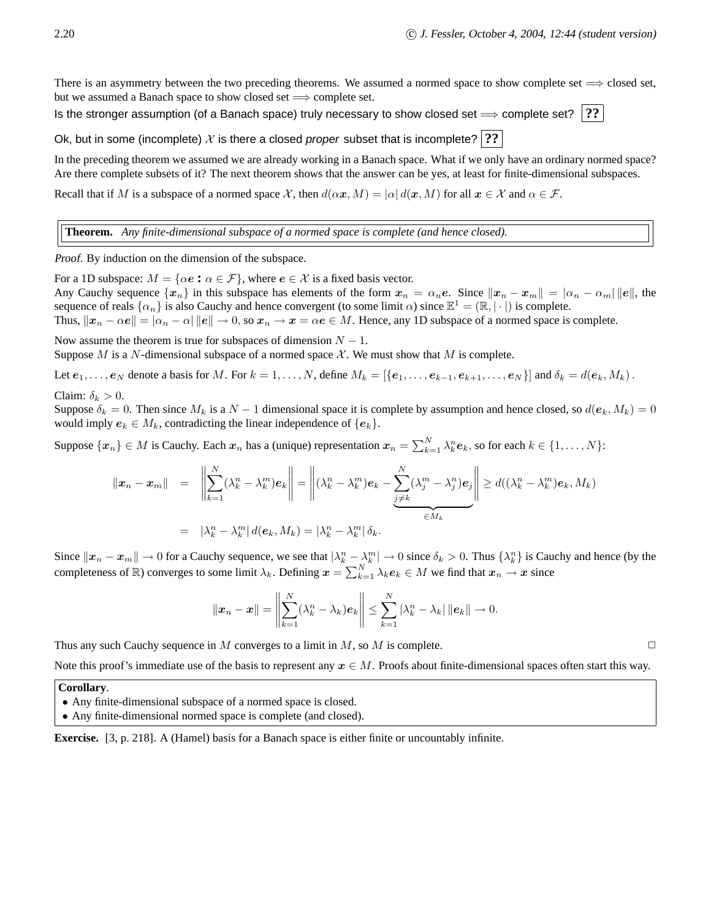There is an asymmetry between the two preceding theorems. We assumed a normed space to show complete set $\Longrightarrow$ closed set, but we assumed a Banach space to show closed set $\Longrightarrow$ complete set.

Is the stronger assumption (of a Banach space) truly necessary to show closed set $\Longrightarrow$ complete set? **??**

Ok, but in some (incomplete) $\mathcal{X}$ is there a closed *proper* subset that is incomplete? **??**

In the preceding theorem we assumed we are already working in a Banach space. What if we only have an ordinary normed space? Are there complete subsets of it? The next theorem shows that the answer can be yes, at least for finite-dimensional subspaces.

Recall that if $M$ is a subspace of a normed space $\mathcal{X}$, then $d(\alpha \boldsymbol{x}, M) = |\alpha| \, d(\boldsymbol{x}, M)$ for all $\boldsymbol{x} \in \mathcal{X}$ and $\alpha \in \mathcal{F}$.

> **Theorem.** *Any finite-dimensional subspace of a normed space is complete (and hence closed).*

*Proof.* By induction on the dimension of the subspace.

For a 1D subspace: $M = \{\alpha \boldsymbol{e} : \alpha \in \mathcal{F}\}$, where $\boldsymbol{e} \in \mathcal{X}$ is a fixed basis vector.
Any Cauchy sequence $\{\boldsymbol{x}_n\}$ in this subspace has elements of the form $\boldsymbol{x}_n = \alpha_n \boldsymbol{e}$. Since $\|\boldsymbol{x}_n - \boldsymbol{x}_m\| = |\alpha_n - \alpha_m| \, \|\boldsymbol{e}\|$, the sequence of reals $\{\alpha_n\}$ is also Cauchy and hence convergent (to some limit $\alpha$) since $\mathbb{E}^1 = (\mathbb{R}, |\cdot|)$ is complete.
Thus, $\|\boldsymbol{x}_n - \alpha \boldsymbol{e}\| = |\alpha_n - \alpha| \, \|\boldsymbol{e}\| \to 0$, so $\boldsymbol{x}_n \to \boldsymbol{x} = \alpha \boldsymbol{e} \in M$. Hence, any 1D subspace of a normed space is complete.

Now assume the theorem is true for subspaces of dimension $N - 1$.
Suppose $M$ is a $N$-dimensional subspace of a normed space $\mathcal{X}$. We must show that $M$ is complete.

Let $\boldsymbol{e}_1, \ldots, \boldsymbol{e}_N$ denote a basis for $M$. For $k = 1, \ldots, N$, define $M_k = [\{\boldsymbol{e}_1, \ldots, \boldsymbol{e}_{k-1}, \boldsymbol{e}_{k+1}, \ldots, \boldsymbol{e}_N\}]$ and $\delta_k = d(\boldsymbol{e}_k, M_k)$.

Claim: $\delta_k > 0$.
Suppose $\delta_k = 0$. Then since $M_k$ is a $N - 1$ dimensional space it is complete by assumption and hence closed, so $d(\boldsymbol{e}_k, M_k) = 0$ would imply $\boldsymbol{e}_k \in M_k$, contradicting the linear independence of $\{\boldsymbol{e}_k\}$.

Suppose $\{\boldsymbol{x}_n\} \in M$ is Cauchy. Each $\boldsymbol{x}_n$ has a (unique) representation $\boldsymbol{x}_n = \sum_{k=1}^N \lambda_k^n \boldsymbol{e}_k$, so for each $k \in \{1, \ldots, N\}$:

$$
\begin{aligned}
\|\boldsymbol{x}_n - \boldsymbol{x}_m\| &= \left\| \sum_{k=1}^N (\lambda_k^n - \lambda_k^m) \boldsymbol{e}_k \right\| = \Bigg\| (\lambda_k^n - \lambda_k^m) \boldsymbol{e}_k - \underbrace{\sum_{j \neq k}^N (\lambda_j^m - \lambda_j^n) \boldsymbol{e}_j}_{\in M_k} \Bigg\| \geq d((\lambda_k^n - \lambda_k^m) \boldsymbol{e}_k, M_k) \\
&= |\lambda_k^n - \lambda_k^m| \, d(\boldsymbol{e}_k, M_k) = |\lambda_k^n - \lambda_k^m| \, \delta_k.
\end{aligned}
$$

Since $\|\boldsymbol{x}_n - \boldsymbol{x}_m\| \to 0$ for a Cauchy sequence, we see that $|\lambda_k^n - \lambda_k^m| \to 0$ since $\delta_k > 0$. Thus $\{\lambda_k^n\}$ is Cauchy and hence (by the completeness of $\mathbb{R}$) converges to some limit $\lambda_k$. Defining $\boldsymbol{x} = \sum_{k=1}^N \lambda_k \boldsymbol{e}_k \in M$ we find that $\boldsymbol{x}_n \to \boldsymbol{x}$ since

$$
\|\boldsymbol{x}_n - \boldsymbol{x}\| = \left\| \sum_{k=1}^N (\lambda_k^n - \lambda_k) \boldsymbol{e}_k \right\| \leq \sum_{k=1}^N |\lambda_k^n - \lambda_k| \, \|\boldsymbol{e}_k\| \to 0.
$$

Thus any such Cauchy sequence in $M$ converges to a limit in $M$, so $M$ is complete. □

Note this proof's immediate use of the basis to represent any $\boldsymbol{x} \in M$. Proofs about finite-dimensional spaces often start this way.

> **Corollary**.
> - Any finite-dimensional subspace of a normed space is closed.
> - Any finite-dimensional normed space is complete (and closed).

**Exercise.** [3, p. 218]. A (Hamel) basis for a Banach space is either finite or uncountably infinite.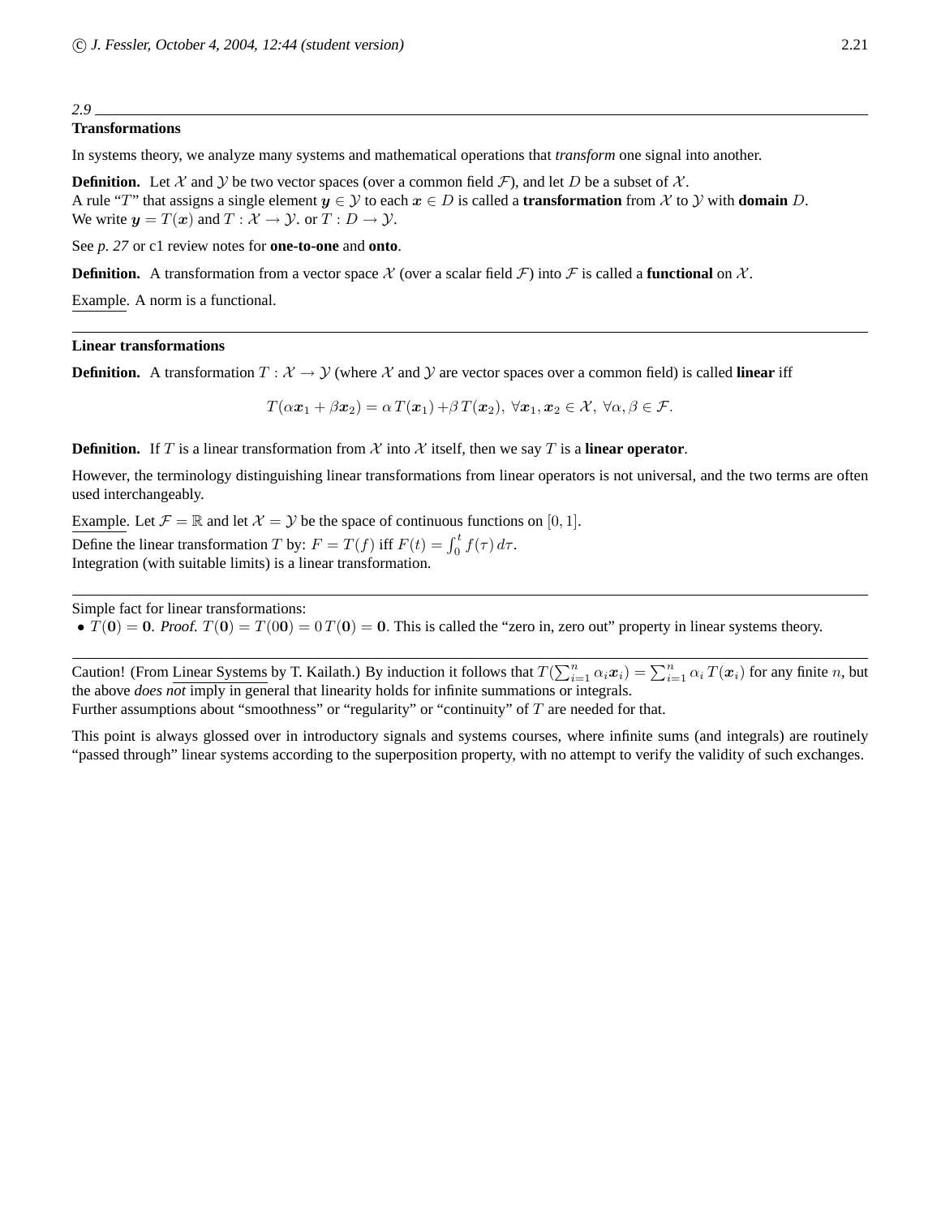*2.9*

## Transformations

In systems theory, we analyze many systems and mathematical operations that *transform* one signal into another.

**Definition.** Let $\mathcal{X}$ and $\mathcal{Y}$ be two vector spaces (over a common field $\mathcal{F}$), and let $D$ be a subset of $\mathcal{X}$.
A rule "$T$" that assigns a single element $\boldsymbol{y} \in \mathcal{Y}$ to each $\boldsymbol{x} \in D$ is called a **transformation** from $\mathcal{X}$ to $\mathcal{Y}$ with **domain** $D$.
We write $\boldsymbol{y} = T(\boldsymbol{x})$ and $T : \mathcal{X} \to \mathcal{Y}$. or $T : D \to \mathcal{Y}$.

See *p. 27* or c1 review notes for **one-to-one** and **onto**.

**Definition.** A transformation from a vector space $\mathcal{X}$ (over a scalar field $\mathcal{F}$) into $\mathcal{F}$ is called a **functional** on $\mathcal{X}$.

Example. A norm is a functional.

---

## Linear transformations

**Definition.** A transformation $T : \mathcal{X} \to \mathcal{Y}$ (where $\mathcal{X}$ and $\mathcal{Y}$ are vector spaces over a common field) is called **linear** iff

$$T(\alpha \boldsymbol{x}_1 + \beta \boldsymbol{x}_2) = \alpha\, T(\boldsymbol{x}_1) + \beta\, T(\boldsymbol{x}_2),\ \forall \boldsymbol{x}_1, \boldsymbol{x}_2 \in \mathcal{X},\ \forall \alpha, \beta \in \mathcal{F}.$$

**Definition.** If $T$ is a linear transformation from $\mathcal{X}$ into $\mathcal{X}$ itself, then we say $T$ is a **linear operator**.

However, the terminology distinguishing linear transformations from linear operators is not universal, and the two terms are often used interchangeably.

Example. Let $\mathcal{F} = \mathbb{R}$ and let $\mathcal{X} = \mathcal{Y}$ be the space of continuous functions on $[0, 1]$.
Define the linear transformation $T$ by: $F = T(f)$ iff $F(t) = \int_0^t f(\tau)\, d\tau$.
Integration (with suitable limits) is a linear transformation.

---

Simple fact for linear transformations:

- $T(\mathbf{0}) = \mathbf{0}$. *Proof.* $T(\mathbf{0}) = T(0\mathbf{0}) = 0\, T(\mathbf{0}) = \mathbf{0}$. This is called the "zero in, zero out" property in linear systems theory.

---

Caution! (From Linear Systems by T. Kailath.) By induction it follows that $T(\sum_{i=1}^n \alpha_i \boldsymbol{x}_i) = \sum_{i=1}^n \alpha_i\, T(\boldsymbol{x}_i)$ for any finite $n$, but the above *does not* imply in general that linearity holds for infinite summations or integrals.
Further assumptions about "smoothness" or "regularity" or "continuity" of $T$ are needed for that.

This point is always glossed over in introductory signals and systems courses, where infinite sums (and integrals) are routinely "passed through" linear systems according to the superposition property, with no attempt to verify the validity of such exchanges.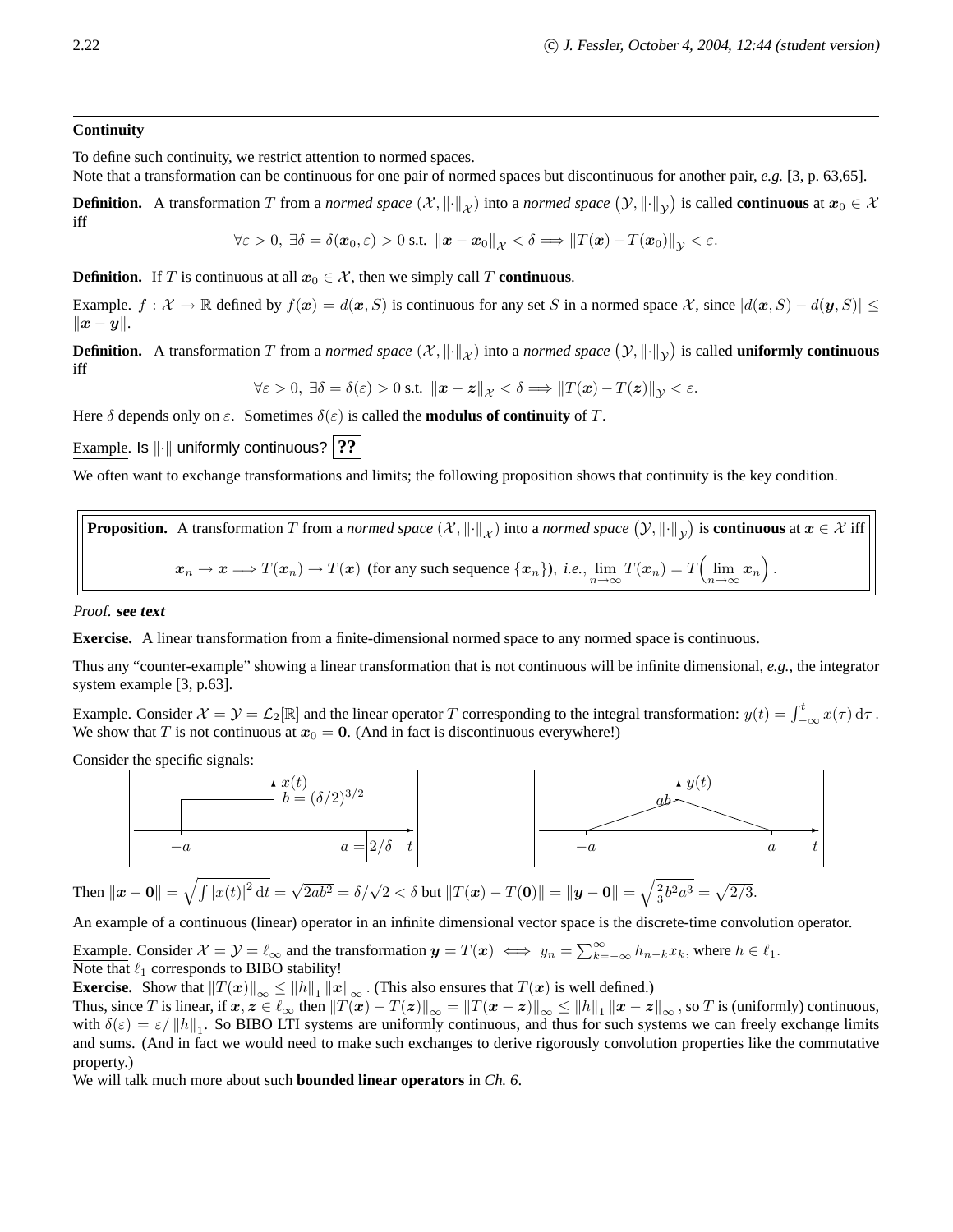**Continuity**

To define such continuity, we restrict attention to normed spaces.
Note that a transformation can be continuous for one pair of normed spaces but discontinuous for another pair, *e.g.* [3, p. 63,65].

**Definition.** A transformation $T$ from a *normed space* $(\mathcal{X}, \|\cdot\|_{\mathcal{X}})$ into a *normed space* $(\mathcal{Y}, \|\cdot\|_{\mathcal{Y}})$ is called **continuous** at $\boldsymbol{x}_0 \in \mathcal{X}$ iff

$$\forall \varepsilon > 0,\ \exists \delta = \delta(\boldsymbol{x}_0, \varepsilon) > 0 \text{ s.t. } \|\boldsymbol{x} - \boldsymbol{x}_0\|_{\mathcal{X}} < \delta \Longrightarrow \|T(\boldsymbol{x}) - T(\boldsymbol{x}_0)\|_{\mathcal{Y}} < \varepsilon.$$

**Definition.** If $T$ is continuous at all $\boldsymbol{x}_0 \in \mathcal{X}$, then we simply call $T$ **continuous**.

Example. $f : \mathcal{X} \to \mathbb{R}$ defined by $f(\boldsymbol{x}) = d(\boldsymbol{x}, S)$ is continuous for any set $S$ in a normed space $\mathcal{X}$, since $|d(\boldsymbol{x}, S) - d(\boldsymbol{y}, S)| \leq \|\boldsymbol{x} - \boldsymbol{y}\|$.

**Definition.** A transformation $T$ from a *normed space* $(\mathcal{X}, \|\cdot\|_{\mathcal{X}})$ into a *normed space* $(\mathcal{Y}, \|\cdot\|_{\mathcal{Y}})$ is called **uniformly continuous** iff

$$\forall \varepsilon > 0,\ \exists \delta = \delta(\varepsilon) > 0 \text{ s.t. } \|\boldsymbol{x} - \boldsymbol{z}\|_{\mathcal{X}} < \delta \Longrightarrow \|T(\boldsymbol{x}) - T(\boldsymbol{z})\|_{\mathcal{Y}} < \varepsilon.$$

Here $\delta$ depends only on $\varepsilon$. Sometimes $\delta(\varepsilon)$ is called the **modulus of continuity** of $T$.

Example. Is $\|\cdot\|$ uniformly continuous? **??**

We often want to exchange transformations and limits; the following proposition shows that continuity is the key condition.

**Proposition.** A transformation $T$ from a *normed space* $(\mathcal{X}, \|\cdot\|_{\mathcal{X}})$ into a *normed space* $(\mathcal{Y}, \|\cdot\|_{\mathcal{Y}})$ is **continuous** at $\boldsymbol{x} \in \mathcal{X}$ iff

$$\boldsymbol{x}_n \to \boldsymbol{x} \Longrightarrow T(\boldsymbol{x}_n) \to T(\boldsymbol{x}) \text{ (for any such sequence } \{\boldsymbol{x}_n\}), \textit{ i.e.}, \lim_{n\to\infty} T(\boldsymbol{x}_n) = T\Big(\lim_{n\to\infty} \boldsymbol{x}_n\Big).$$

*Proof.* ***see text***

**Exercise.** A linear transformation from a finite-dimensional normed space to any normed space is continuous.

Thus any "counter-example" showing a linear transformation that is not continuous will be infinite dimensional, *e.g.*, the integrator system example [3, p.63].

Example. Consider $\mathcal{X} = \mathcal{Y} = \mathcal{L}_2[\mathbb{R}]$ and the linear operator $T$ corresponding to the integral transformation: $y(t) = \int_{-\infty}^{t} x(\tau)\,d\tau$. We show that $T$ is not continuous at $\boldsymbol{x}_0 = \boldsymbol{0}$. (And in fact is discontinuous everywhere!)

Consider the specific signals:

[Figure: left plot of $x(t)$: value $b = (\delta/2)^{3/2}$ on $[-a, 0]$ and $-b$ on $[0, a]$, with $a = 2/\delta$. Right plot of $y(t)$: triangle from $-a$ to $a$ with peak $ab$ at $t=0$.]

Then $\|\boldsymbol{x} - \boldsymbol{0}\| = \sqrt{\int |x(t)|^2\,dt} = \sqrt{2ab^2} = \delta/\sqrt{2} < \delta$ but $\|T(\boldsymbol{x}) - T(\boldsymbol{0})\| = \|\boldsymbol{y} - \boldsymbol{0}\| = \sqrt{\frac{2}{3}b^2a^3} = \sqrt{2/3}$.

An example of a continuous (linear) operator in an infinite dimensional vector space is the discrete-time convolution operator.

Example. Consider $\mathcal{X} = \mathcal{Y} = \ell_\infty$ and the transformation $\boldsymbol{y} = T(\boldsymbol{x}) \iff y_n = \sum_{k=-\infty}^{\infty} h_{n-k} x_k$, where $h \in \ell_1$.
Note that $\ell_1$ corresponds to BIBO stability!

**Exercise.** Show that $\|T(\boldsymbol{x})\|_\infty \leq \|h\|_1 \|\boldsymbol{x}\|_\infty$. (This also ensures that $T(\boldsymbol{x})$ is well defined.)
Thus, since $T$ is linear, if $\boldsymbol{x}, \boldsymbol{z} \in \ell_\infty$ then $\|T(\boldsymbol{x}) - T(\boldsymbol{z})\|_\infty = \|T(\boldsymbol{x} - \boldsymbol{z})\|_\infty \leq \|h\|_1 \|\boldsymbol{x} - \boldsymbol{z}\|_\infty$, so $T$ is (uniformly) continuous, with $\delta(\varepsilon) = \varepsilon / \|h\|_1$. So BIBO LTI systems are uniformly continuous, and thus for such systems we can freely exchange limits and sums. (And in fact we would need to make such exchanges to derive rigorously convolution properties like the commutative property.)
We will talk much more about such **bounded linear operators** in *Ch. 6*.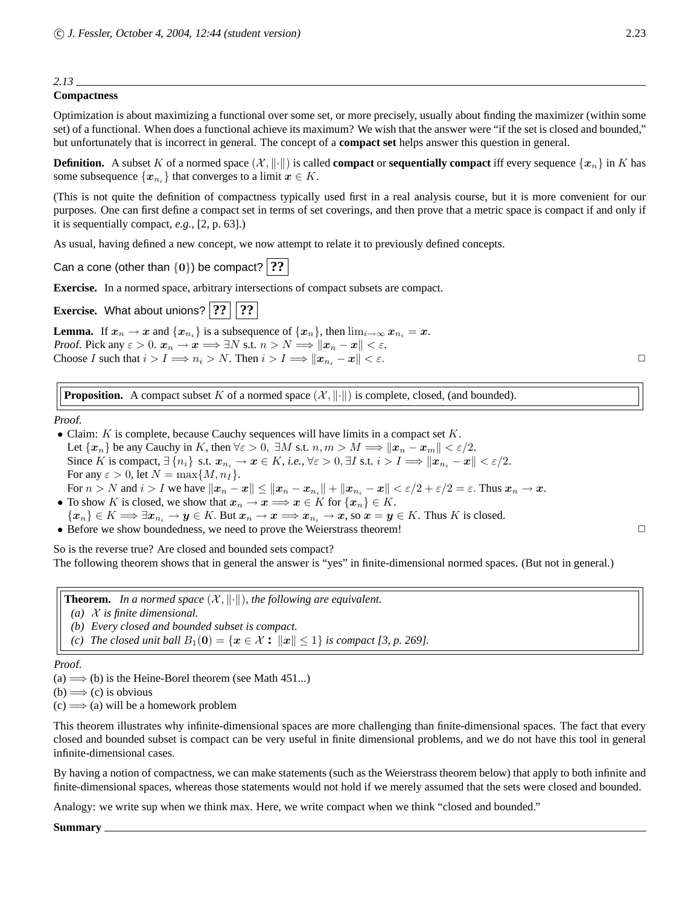## 2.13 Compactness

Optimization is about maximizing a functional over some set, or more precisely, usually about finding the maximizer (within some set) of a functional. When does a functional achieve its maximum? We wish that the answer were "if the set is closed and bounded," but unfortunately that is incorrect in general. The concept of a **compact set** helps answer this question in general.

**Definition.** A subset $K$ of a normed space $(\mathcal{X}, \|\cdot\|)$ is called **compact** or **sequentially compact** iff every sequence $\{\boldsymbol{x}_n\}$ in $K$ has some subsequence $\{\boldsymbol{x}_{n_i}\}$ that converges to a limit $\boldsymbol{x} \in K$.

(This is not quite the definition of compactness typically used first in a real analysis course, but it is more convenient for our purposes. One can first define a compact set in terms of set coverings, and then prove that a metric space is compact if and only if it is sequentially compact, *e.g.*, [2, p. 63].)

As usual, having defined a new concept, we now attempt to relate it to previously defined concepts.

Can a cone (other than $\{\mathbf{0}\}$) be compact? **??**

**Exercise.** In a normed space, arbitrary intersections of compact subsets are compact.

**Exercise.** What about unions? **??** **??**

**Lemma.** If $\boldsymbol{x}_n \to \boldsymbol{x}$ and $\{\boldsymbol{x}_{n_i}\}$ is a subsequence of $\{\boldsymbol{x}_n\}$, then $\lim_{i\to\infty} \boldsymbol{x}_{n_i} = \boldsymbol{x}$.
*Proof.* Pick any $\varepsilon > 0$. $\boldsymbol{x}_n \to \boldsymbol{x} \implies \exists N$ s.t. $n > N \implies \|\boldsymbol{x}_n - \boldsymbol{x}\| < \varepsilon$.
Choose $I$ such that $i > I \implies n_i > N$. Then $i > I \implies \|\boldsymbol{x}_{n_i} - \boldsymbol{x}\| < \varepsilon$. □

**Proposition.** A compact subset $K$ of a normed space $(\mathcal{X}, \|\cdot\|)$ is complete, closed, (and bounded).

*Proof.*

- Claim: $K$ is complete, because Cauchy sequences will have limits in a compact set $K$.
  Let $\{\boldsymbol{x}_n\}$ be any Cauchy in $K$, then $\forall \varepsilon > 0,\ \exists M$ s.t. $n, m > M \implies \|\boldsymbol{x}_n - \boldsymbol{x}_m\| < \varepsilon/2$.
  Since $K$ is compact, $\exists \{n_i\}$ s.t. $\boldsymbol{x}_{n_i} \to \boldsymbol{x} \in K$, *i.e.*, $\forall \varepsilon > 0, \exists I$ s.t. $i > I \implies \|\boldsymbol{x}_{n_i} - \boldsymbol{x}\| < \varepsilon/2$.
  For any $\varepsilon > 0$, let $N = \max\{M, n_I\}$.
  For $n > N$ and $i > I$ we have $\|\boldsymbol{x}_n - \boldsymbol{x}\| \leq \|\boldsymbol{x}_n - \boldsymbol{x}_{n_i}\| + \|\boldsymbol{x}_{n_i} - \boldsymbol{x}\| < \varepsilon/2 + \varepsilon/2 = \varepsilon$. Thus $\boldsymbol{x}_n \to \boldsymbol{x}$.
- To show $K$ is closed, we show that $\boldsymbol{x}_n \to \boldsymbol{x} \implies \boldsymbol{x} \in K$ for $\{\boldsymbol{x}_n\} \in K$.
  $\{\boldsymbol{x}_n\} \in K \implies \exists \boldsymbol{x}_{n_i} \to \boldsymbol{y} \in K$. But $\boldsymbol{x}_n \to \boldsymbol{x} \implies \boldsymbol{x}_{n_i} \to \boldsymbol{x}$, so $\boldsymbol{x} = \boldsymbol{y} \in K$. Thus $K$ is closed.
- Before we show boundedness, we need to prove the Weierstrass theorem! □

So is the reverse true? Are closed and bounded sets compact?
The following theorem shows that in general the answer is "yes" in finite-dimensional normed spaces. (But not in general.)

**Theorem.** *In a normed space $(\mathcal{X}, \|\cdot\|)$, the following are equivalent.*
*(a) $\mathcal{X}$ is finite dimensional.*
*(b) Every closed and bounded subset is compact.*
*(c) The closed unit ball $B_1(\mathbf{0}) = \{\boldsymbol{x} \in \mathcal{X} : \|\boldsymbol{x}\| \leq 1\}$ is compact [3, p. 269].*

*Proof.*
(a) $\implies$ (b) is the Heine-Borel theorem (see Math 451...)
(b) $\implies$ (c) is obvious
(c) $\implies$ (a) will be a homework problem

This theorem illustrates why infinite-dimensional spaces are more challenging than finite-dimensional spaces. The fact that every closed and bounded subset is compact can be very useful in finite dimensional problems, and we do not have this tool in general infinite-dimensional cases.

By having a notion of compactness, we can make statements (such as the Weierstrass theorem below) that apply to both infinite and finite-dimensional spaces, whereas those statements would not hold if we merely assumed that the sets were closed and bounded.

Analogy: we write sup when we think max. Here, we write compact when we think "closed and bounded."

**Summary**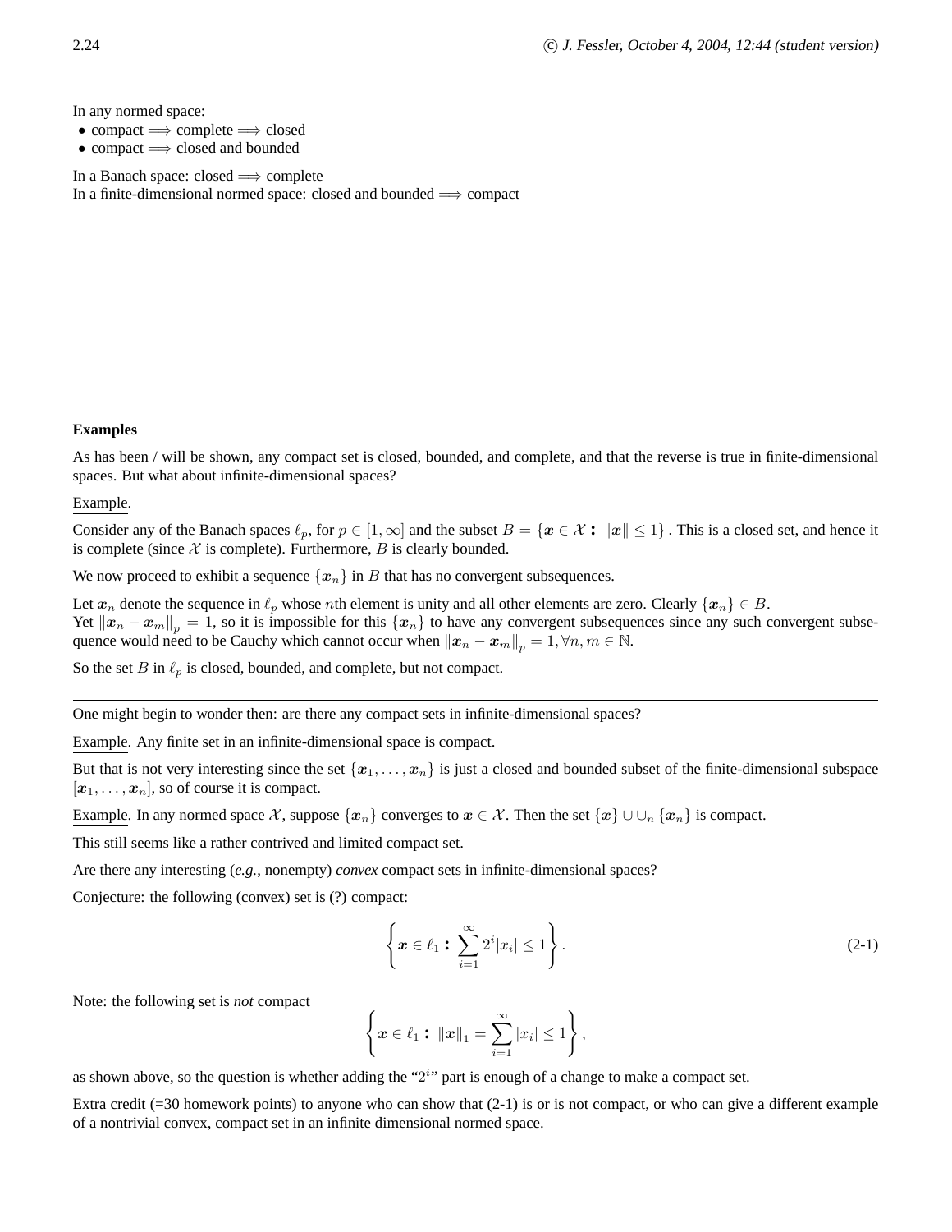In any normed space:

- compact $\Longrightarrow$ complete $\Longrightarrow$ closed
- compact $\Longrightarrow$ closed and bounded

In a Banach space: closed $\Longrightarrow$ complete
In a finite-dimensional normed space: closed and bounded $\Longrightarrow$ compact

**Examples**

As has been / will be shown, any compact set is closed, bounded, and complete, and that the reverse is true in finite-dimensional spaces. But what about infinite-dimensional spaces?

Example.

Consider any of the Banach spaces $\ell_p$, for $p \in [1, \infty]$ and the subset $B = \{\boldsymbol{x} \in \mathcal{X} : \|\boldsymbol{x}\| \leq 1\}$. This is a closed set, and hence it is complete (since $\mathcal{X}$ is complete). Furthermore, $B$ is clearly bounded.

We now proceed to exhibit a sequence $\{\boldsymbol{x}_n\}$ in $B$ that has no convergent subsequences.

Let $\boldsymbol{x}_n$ denote the sequence in $\ell_p$ whose $n$th element is unity and all other elements are zero. Clearly $\{\boldsymbol{x}_n\} \in B$.
Yet $\|\boldsymbol{x}_n - \boldsymbol{x}_m\|_p = 1$, so it is impossible for this $\{\boldsymbol{x}_n\}$ to have any convergent subsequences since any such convergent subsequence would need to be Cauchy which cannot occur when $\|\boldsymbol{x}_n - \boldsymbol{x}_m\|_p = 1, \forall n, m \in \mathbb{N}$.

So the set $B$ in $\ell_p$ is closed, bounded, and complete, but not compact.

---

One might begin to wonder then: are there any compact sets in infinite-dimensional spaces?

Example. Any finite set in an infinite-dimensional space is compact.

But that is not very interesting since the set $\{\boldsymbol{x}_1, \ldots, \boldsymbol{x}_n\}$ is just a closed and bounded subset of the finite-dimensional subspace $[\boldsymbol{x}_1, \ldots, \boldsymbol{x}_n]$, so of course it is compact.

Example. In any normed space $\mathcal{X}$, suppose $\{\boldsymbol{x}_n\}$ converges to $\boldsymbol{x} \in \mathcal{X}$. Then the set $\{\boldsymbol{x}\} \cup \cup_n \{\boldsymbol{x}_n\}$ is compact.

This still seems like a rather contrived and limited compact set.

Are there any interesting (*e.g.*, nonempty) *convex* compact sets in infinite-dimensional spaces?

Conjecture: the following (convex) set is (?) compact:

$$\left\{ \boldsymbol{x} \in \ell_1 : \sum_{i=1}^{\infty} 2^i |x_i| \leq 1 \right\}. \tag{2-1}$$

Note: the following set is *not* compact

$$\left\{ \boldsymbol{x} \in \ell_1 : \|\boldsymbol{x}\|_1 = \sum_{i=1}^{\infty} |x_i| \leq 1 \right\},$$

as shown above, so the question is whether adding the "$2^i$" part is enough of a change to make a compact set.

Extra credit (=30 homework points) to anyone who can show that (2-1) is or is not compact, or who can give a different example of a nontrivial convex, compact set in an infinite dimensional normed space.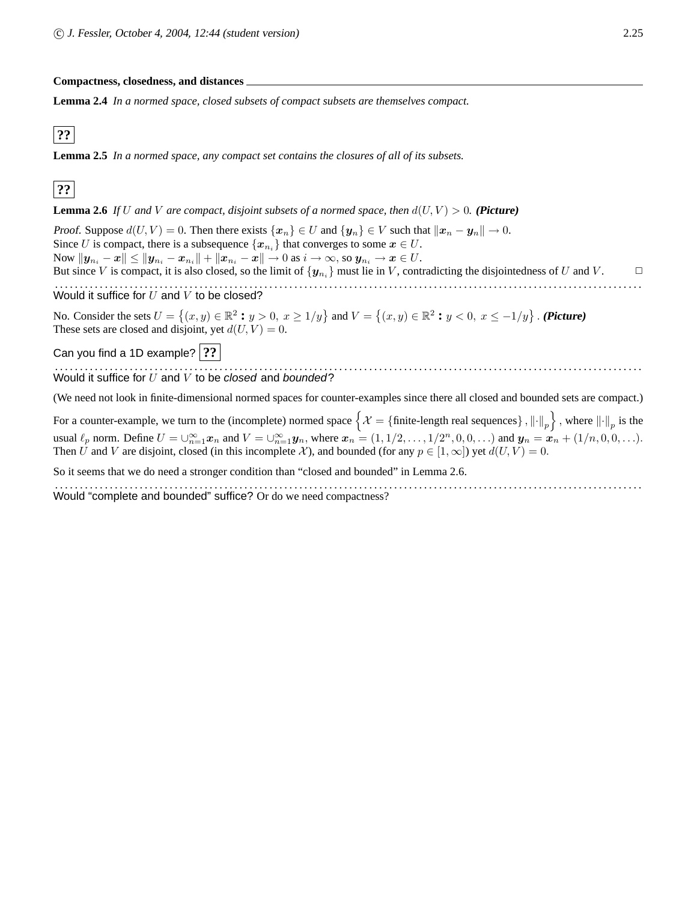## Compactness, closedness, and distances

**Lemma 2.4** *In a normed space, closed subsets of compact subsets are themselves compact.*

**??**

**Lemma 2.5** *In a normed space, any compact set contains the closures of all of its subsets.*

**??**

**Lemma 2.6** *If $U$ and $V$ are compact, disjoint subsets of a normed space, then $d(U, V) > 0$.* ***(Picture)***

*Proof.* Suppose $d(U, V) = 0$. Then there exists $\{\boldsymbol{x}_n\} \in U$ and $\{\boldsymbol{y}_n\} \in V$ such that $\|\boldsymbol{x}_n - \boldsymbol{y}_n\| \to 0$.
Since $U$ is compact, there is a subsequence $\{\boldsymbol{x}_{n_i}\}$ that converges to some $\boldsymbol{x} \in U$.
Now $\|\boldsymbol{y}_{n_i} - \boldsymbol{x}\| \leq \|\boldsymbol{y}_{n_i} - \boldsymbol{x}_{n_i}\| + \|\boldsymbol{x}_{n_i} - \boldsymbol{x}\| \to 0$ as $i \to \infty$, so $\boldsymbol{y}_{n_i} \to \boldsymbol{x} \in U$.
But since $V$ is compact, it is also closed, so the limit of $\{\boldsymbol{y}_{n_i}\}$ must lie in $V$, contradicting the disjointedness of $U$ and $V$. □

---

Would it suffice for $U$ and $V$ to be closed?

No. Consider the sets $U = \{(x, y) \in \mathbb{R}^2 : y > 0, \ x \geq 1/y\}$ and $V = \{(x, y) \in \mathbb{R}^2 : y < 0, \ x \leq -1/y\}$. ***(Picture)***
These sets are closed and disjoint, yet $d(U, V) = 0$.

Can you find a 1D example? **??**

---

Would it suffice for $U$ and $V$ to be *closed* and *bounded*?

(We need not look in finite-dimensional normed spaces for counter-examples since there all closed and bounded sets are compact.)

For a counter-example, we turn to the (incomplete) normed space $\left\{\mathcal{X} = \{\text{finite-length real sequences}\}, \|\cdot\|_p\right\}$, where $\|\cdot\|_p$ is the usual $\ell_p$ norm. Define $U = \cup_{n=1}^{\infty} \boldsymbol{x}_n$ and $V = \cup_{n=1}^{\infty} \boldsymbol{y}_n$, where $\boldsymbol{x}_n = (1, 1/2, \ldots, 1/2^n, 0, 0, \ldots)$ and $\boldsymbol{y}_n = \boldsymbol{x}_n + (1/n, 0, 0, \ldots)$.
Then $U$ and $V$ are disjoint, closed (in this incomplete $\mathcal{X}$), and bounded (for any $p \in [1, \infty]$) yet $d(U, V) = 0$.

So it seems that we do need a stronger condition than "closed and bounded" in Lemma 2.6.

---

Would "complete and bounded" suffice? Or do we need compactness?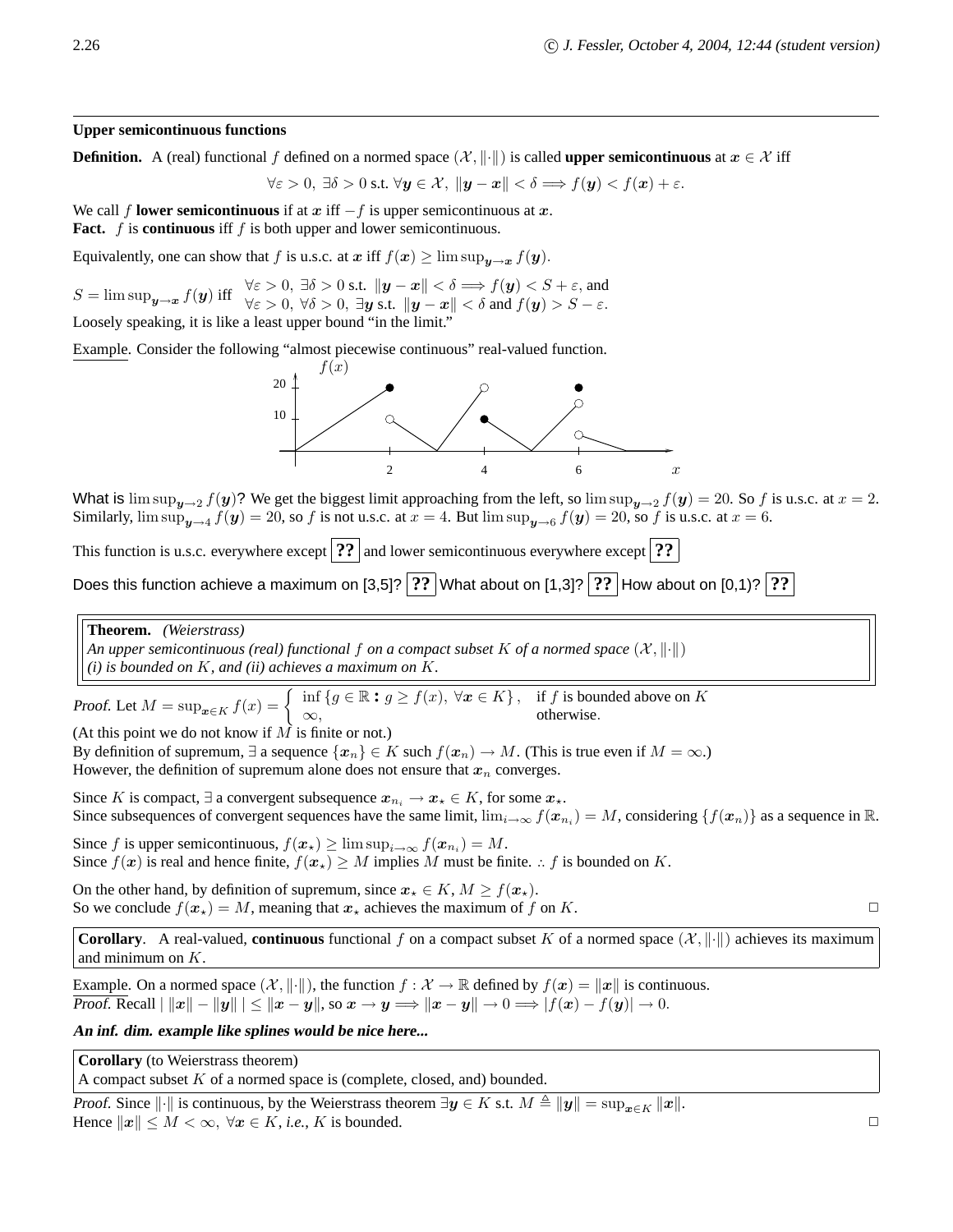**Upper semicontinuous functions**

**Definition.** A (real) functional $f$ defined on a normed space $(\mathcal{X}, \|\cdot\|)$ is called **upper semicontinuous** at $x \in \mathcal{X}$ iff

$$\forall \varepsilon > 0, \; \exists \delta > 0 \text{ s.t. } \forall y \in \mathcal{X}, \; \|y - x\| < \delta \Longrightarrow f(y) < f(x) + \varepsilon.$$

We call $f$ **lower semicontinuous** if at $x$ iff $-f$ is upper semicontinuous at $x$.
**Fact.** $f$ is **continuous** iff $f$ is both upper and lower semicontinuous.

Equivalently, one can show that $f$ is u.s.c. at $x$ iff $f(x) \geq \limsup_{y \to x} f(y)$.

$S = \limsup_{y \to x} f(y)$ iff $\forall \varepsilon > 0, \; \exists \delta > 0$ s.t. $\|y - x\| < \delta \Longrightarrow f(y) < S + \varepsilon$, and $\forall \varepsilon > 0, \; \forall \delta > 0, \; \exists y$ s.t. $\|y - x\| < \delta$ and $f(y) > S - \varepsilon$.
Loosely speaking, it is like a least upper bound "in the limit."

Example. Consider the following "almost piecewise continuous" real-valued function.

What is $\limsup_{y \to 2} f(y)$? We get the biggest limit approaching from the left, so $\limsup_{y \to 2} f(y) = 20$. So $f$ is u.s.c. at $x = 2$.
Similarly, $\limsup_{y \to 4} f(y) = 20$, so $f$ is not u.s.c. at $x = 4$. But $\limsup_{y \to 6} f(y) = 20$, so $f$ is u.s.c. at $x = 6$.

This function is u.s.c. everywhere except **??** and lower semicontinuous everywhere except **??**

Does this function achieve a maximum on [3,5]? **??** What about on [1,3]? **??** How about on [0,1)? **??**

**Theorem.** *(Weierstrass)*
*An upper semicontinuous (real) functional $f$ on a compact subset $K$ of a normed space $(\mathcal{X}, \|\cdot\|)$ (i) is bounded on $K$, and (ii) achieves a maximum on $K$.*

*Proof.* Let $M = \sup_{x \in K} f(x) = \begin{cases} \inf \{g \in \mathbb{R} : g \geq f(x), \; \forall x \in K\}, & \text{if } f \text{ is bounded above on } K \\ \infty, & \text{otherwise.} \end{cases}$
(At this point we do not know if $M$ is finite or not.)
By definition of supremum, $\exists$ a sequence $\{x_n\} \in K$ such $f(x_n) \to M$. (This is true even if $M = \infty$.)
However, the definition of supremum alone does not ensure that $x_n$ converges.

Since $K$ is compact, $\exists$ a convergent subsequence $x_{n_i} \to x_\star \in K$, for some $x_\star$.
Since subsequences of convergent sequences have the same limit, $\lim_{i \to \infty} f(x_{n_i}) = M$, considering $\{f(x_n)\}$ as a sequence in $\mathbb{R}$.

Since $f$ is upper semicontinuous, $f(x_\star) \geq \limsup_{i \to \infty} f(x_{n_i}) = M$.
Since $f(x)$ is real and hence finite, $f(x_\star) \geq M$ implies $M$ must be finite. $\therefore$ $f$ is bounded on $K$.

On the other hand, by definition of supremum, since $x_\star \in K$, $M \geq f(x_\star)$.
So we conclude $f(x_\star) = M$, meaning that $x_\star$ achieves the maximum of $f$ on $K$. □

**Corollary**. A real-valued, **continuous** functional $f$ on a compact subset $K$ of a normed space $(\mathcal{X}, \|\cdot\|)$ achieves its maximum and minimum on $K$.

Example. On a normed space $(\mathcal{X}, \|\cdot\|)$, the function $f : \mathcal{X} \to \mathbb{R}$ defined by $f(x) = \|x\|$ is continuous.
*Proof.* Recall $| \, \|x\| - \|y\| \, | \leq \|x - y\|$, so $x \to y \Longrightarrow \|x - y\| \to 0 \Longrightarrow |f(x) - f(y)| \to 0$.

***An inf. dim. example like splines would be nice here...***

**Corollary** (to Weierstrass theorem)
A compact subset $K$ of a normed space is (complete, closed, and) bounded.

*Proof.* Since $\|\cdot\|$ is continuous, by the Weierstrass theorem $\exists y \in K$ s.t. $M \triangleq \|y\| = \sup_{x \in K} \|x\|$.
Hence $\|x\| \leq M < \infty, \; \forall x \in K$, *i.e.*, $K$ is bounded. □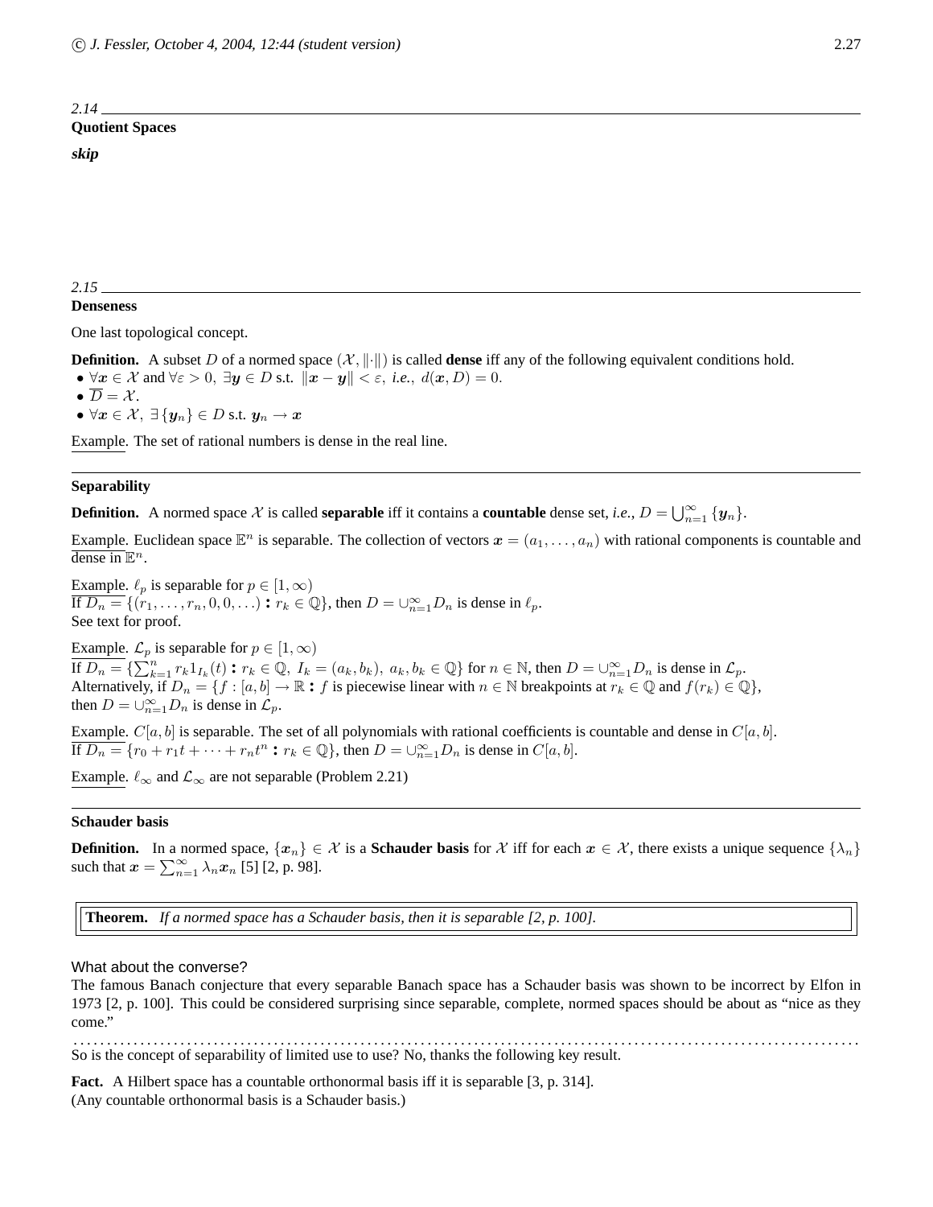*2.14*

**Quotient Spaces**

***skip***

*2.15*

**Denseness**

One last topological concept.

**Definition.** A subset $D$ of a normed space $(\mathcal{X}, \|\cdot\|)$ is called **dense** iff any of the following equivalent conditions hold.

- $\forall \boldsymbol{x} \in \mathcal{X}$ and $\forall \varepsilon > 0$, $\exists \boldsymbol{y} \in D$ s.t. $\|\boldsymbol{x} - \boldsymbol{y}\| < \varepsilon$, *i.e.,* $d(\boldsymbol{x}, D) = 0$.
- $\overline{D} = \mathcal{X}$.
- $\forall \boldsymbol{x} \in \mathcal{X}$, $\exists \{\boldsymbol{y}_n\} \in D$ s.t. $\boldsymbol{y}_n \to \boldsymbol{x}$

Example. The set of rational numbers is dense in the real line.

**Separability**

**Definition.** A normed space $\mathcal{X}$ is called **separable** iff it contains a **countable** dense set, *i.e.,* $D = \bigcup_{n=1}^{\infty} \{\boldsymbol{y}_n\}$.

Example. Euclidean space $\mathbb{E}^n$ is separable. The collection of vectors $\boldsymbol{x} = (a_1, \ldots, a_n)$ with rational components is countable and dense in $\mathbb{E}^n$.

Example. $\ell_p$ is separable for $p \in [1, \infty)$
If $D_n = \{(r_1, \ldots, r_n, 0, 0, \ldots) : r_k \in \mathbb{Q}\}$, then $D = \cup_{n=1}^{\infty} D_n$ is dense in $\ell_p$.
See text for proof.

Example. $\mathcal{L}_p$ is separable for $p \in [1, \infty)$
If $D_n = \{\sum_{k=1}^{n} r_k 1_{I_k}(t) : r_k \in \mathbb{Q},\ I_k = (a_k, b_k),\ a_k, b_k \in \mathbb{Q}\}$ for $n \in \mathbb{N}$, then $D = \cup_{n=1}^{\infty} D_n$ is dense in $\mathcal{L}_p$.
Alternatively, if $D_n = \{f : [a, b] \to \mathbb{R} : f$ is piecewise linear with $n \in \mathbb{N}$ breakpoints at $r_k \in \mathbb{Q}$ and $f(r_k) \in \mathbb{Q}\}$, then $D = \cup_{n=1}^{\infty} D_n$ is dense in $\mathcal{L}_p$.

Example. $C[a, b]$ is separable. The set of all polynomials with rational coefficients is countable and dense in $C[a, b]$.
If $D_n = \{r_0 + r_1 t + \cdots + r_n t^n : r_k \in \mathbb{Q}\}$, then $D = \cup_{n=1}^{\infty} D_n$ is dense in $C[a, b]$.

Example. $\ell_\infty$ and $\mathcal{L}_\infty$ are not separable (Problem 2.21)

**Schauder basis**

**Definition.** In a normed space, $\{\boldsymbol{x}_n\} \in \mathcal{X}$ is a **Schauder basis** for $\mathcal{X}$ iff for each $\boldsymbol{x} \in \mathcal{X}$, there exists a unique sequence $\{\lambda_n\}$ such that $\boldsymbol{x} = \sum_{n=1}^{\infty} \lambda_n \boldsymbol{x}_n$ [5] [2, p. 98].

**Theorem.** *If a normed space has a Schauder basis, then it is separable [2, p. 100].*

What about the converse?
The famous Banach conjecture that every separable Banach space has a Schauder basis was shown to be incorrect by Elfon in 1973 [2, p. 100]. This could be considered surprising since separable, complete, normed spaces should be about as "nice as they come."

So is the concept of separability of limited use to us? No, thanks the following key result.

**Fact.** A Hilbert space has a countable orthonormal basis iff it is separable [3, p. 314].
(Any countable orthonormal basis is a Schauder basis.)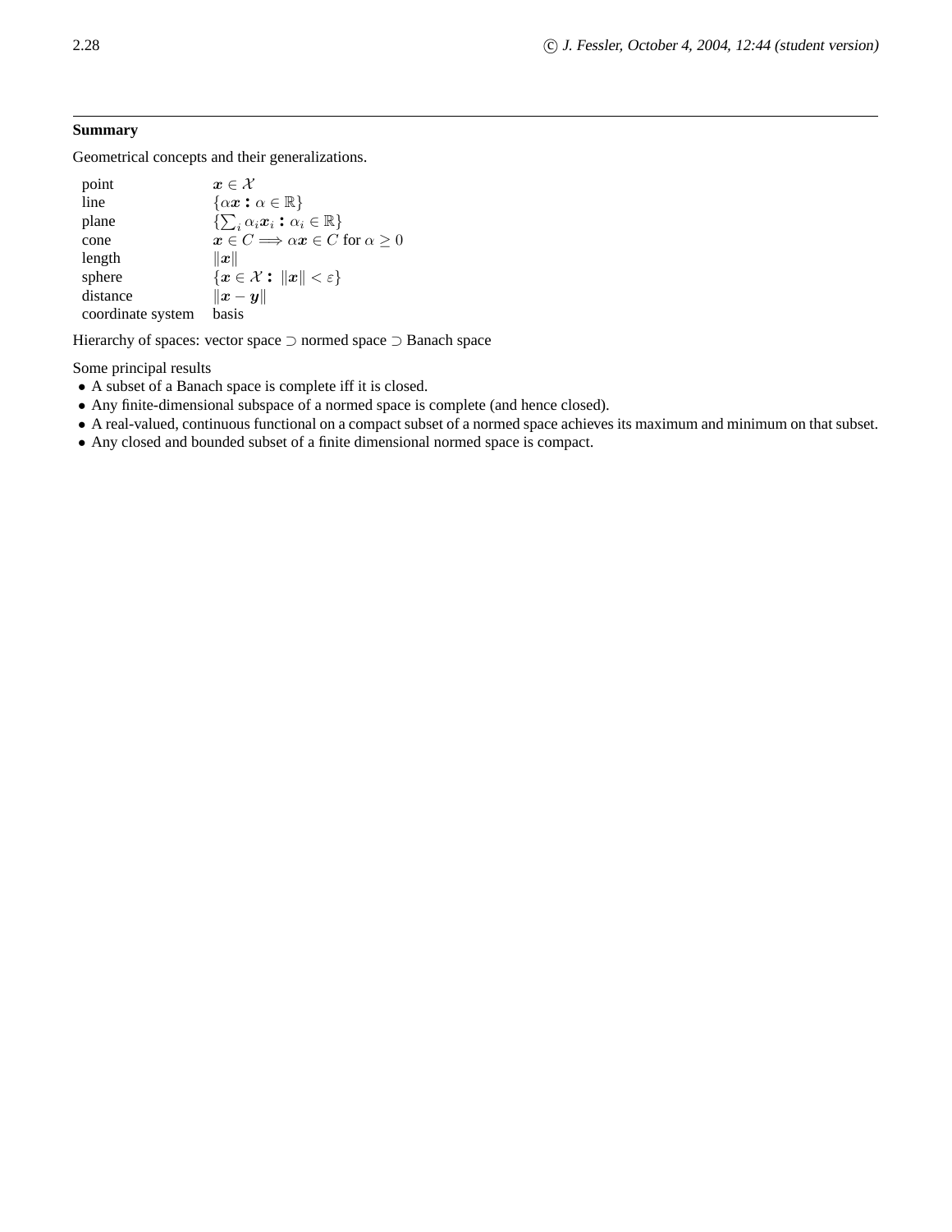**Summary**

Geometrical concepts and their generalizations.

| | |
|---|---|
| point | $\boldsymbol{x} \in \mathcal{X}$ |
| line | $\{\alpha \boldsymbol{x} : \alpha \in \mathbb{R}\}$ |
| plane | $\{\sum_i \alpha_i \boldsymbol{x}_i : \alpha_i \in \mathbb{R}\}$ |
| cone | $\boldsymbol{x} \in C \Longrightarrow \alpha \boldsymbol{x} \in C$ for $\alpha \geq 0$ |
| length | $\|\boldsymbol{x}\|$ |
| sphere | $\{\boldsymbol{x} \in \mathcal{X} : \|\boldsymbol{x}\| < \varepsilon\}$ |
| distance | $\|\boldsymbol{x} - \boldsymbol{y}\|$ |
| coordinate system | basis |

Hierarchy of spaces: vector space $\supset$ normed space $\supset$ Banach space

Some principal results

- A subset of a Banach space is complete iff it is closed.
- Any finite-dimensional subspace of a normed space is complete (and hence closed).
- A real-valued, continuous functional on a compact subset of a normed space achieves its maximum and minimum on that subset.
- Any closed and bounded subset of a finite dimensional normed space is compact.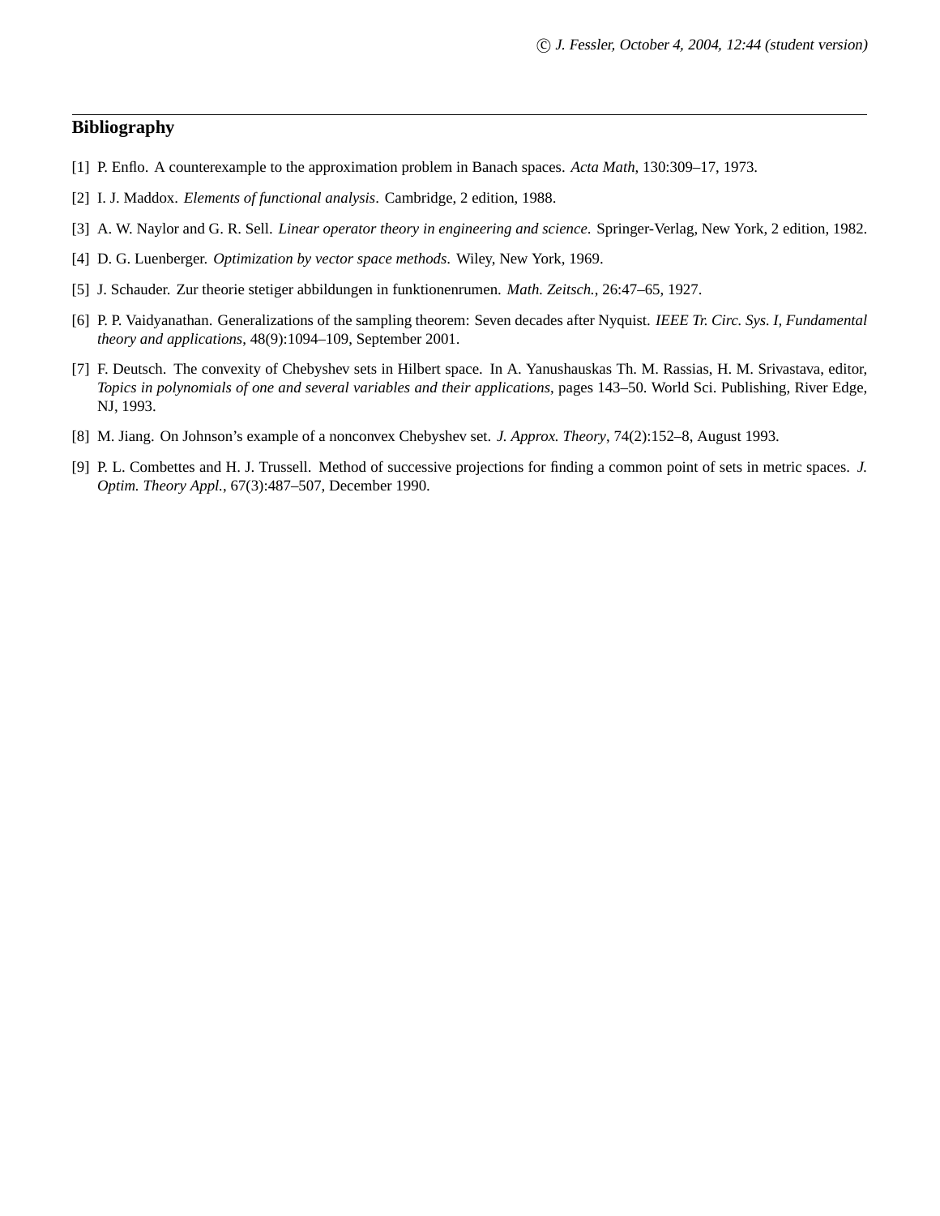## Bibliography

[1] P. Enflo. A counterexample to the approximation problem in Banach spaces. *Acta Math*, 130:309–17, 1973.

[2] I. J. Maddox. *Elements of functional analysis*. Cambridge, 2 edition, 1988.

[3] A. W. Naylor and G. R. Sell. *Linear operator theory in engineering and science*. Springer-Verlag, New York, 2 edition, 1982.

[4] D. G. Luenberger. *Optimization by vector space methods*. Wiley, New York, 1969.

[5] J. Schauder. Zur theorie stetiger abbildungen in funktionenrumen. *Math. Zeitsch.*, 26:47–65, 1927.

[6] P. P. Vaidyanathan. Generalizations of the sampling theorem: Seven decades after Nyquist. *IEEE Tr. Circ. Sys. I, Fundamental theory and applications*, 48(9):1094–109, September 2001.

[7] F. Deutsch. The convexity of Chebyshev sets in Hilbert space. In A. Yanushauskas Th. M. Rassias, H. M. Srivastava, editor, *Topics in polynomials of one and several variables and their applications*, pages 143–50. World Sci. Publishing, River Edge, NJ, 1993.

[8] M. Jiang. On Johnson's example of a nonconvex Chebyshev set. *J. Approx. Theory*, 74(2):152–8, August 1993.

[9] P. L. Combettes and H. J. Trussell. Method of successive projections for finding a common point of sets in metric spaces. *J. Optim. Theory Appl.*, 67(3):487–507, December 1990.